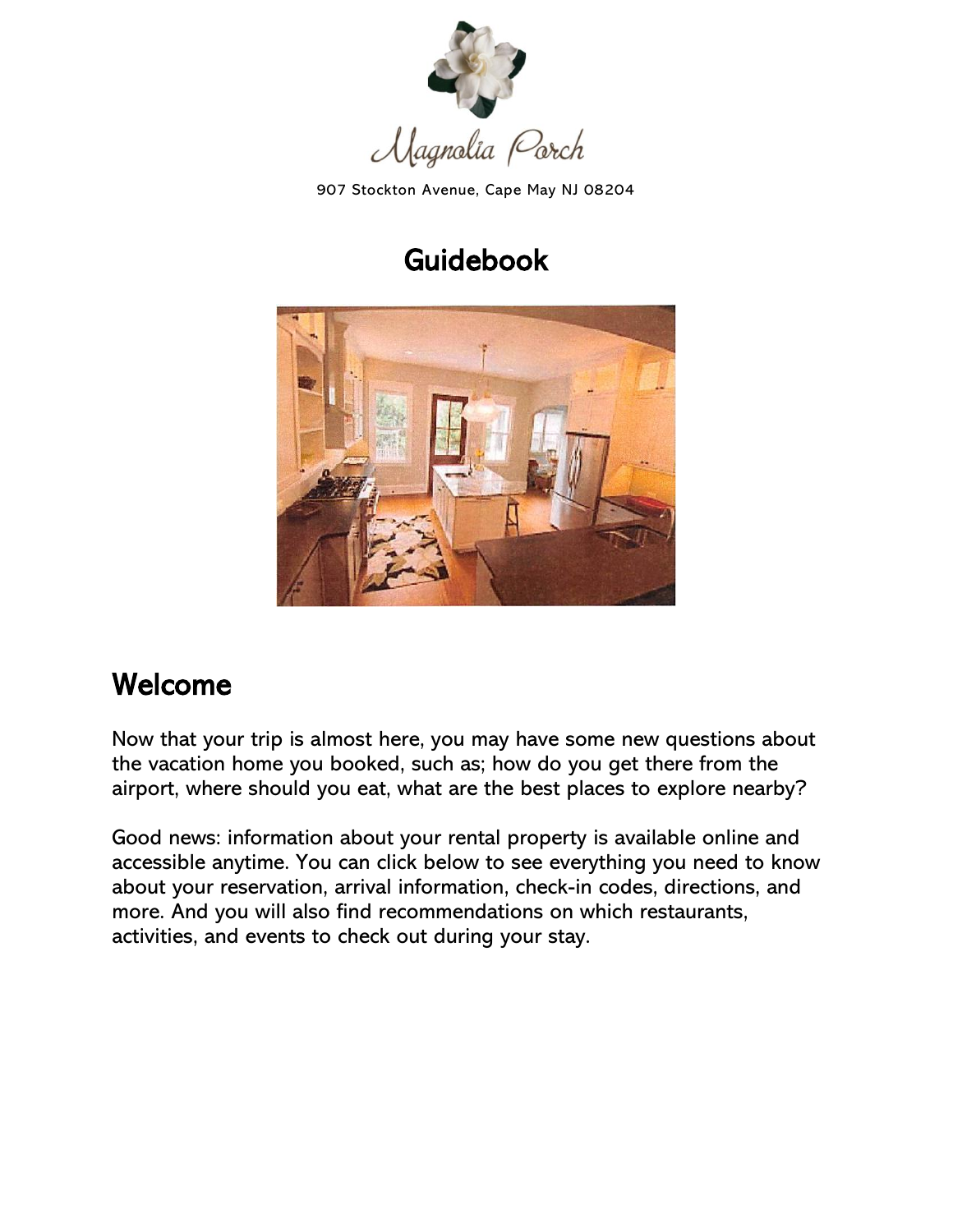Magnolia Porch

907 Stockton Avenue, Cape May NJ 08204

# Guidebook

## Welcome

Now that your trip is almost here, you may have some new questions about the vacation home you booked, such as; how do you get there from the airport, where should you eat, what are the best places to explore nearby?

Good news: information about your rental property is available online and accessible anytime. You can click below to see everything you need to know about your reservation, arrival information, check-in codes, directions, and more. And you will also find recommendations on which restaurants, activities, and events to check out during your stay.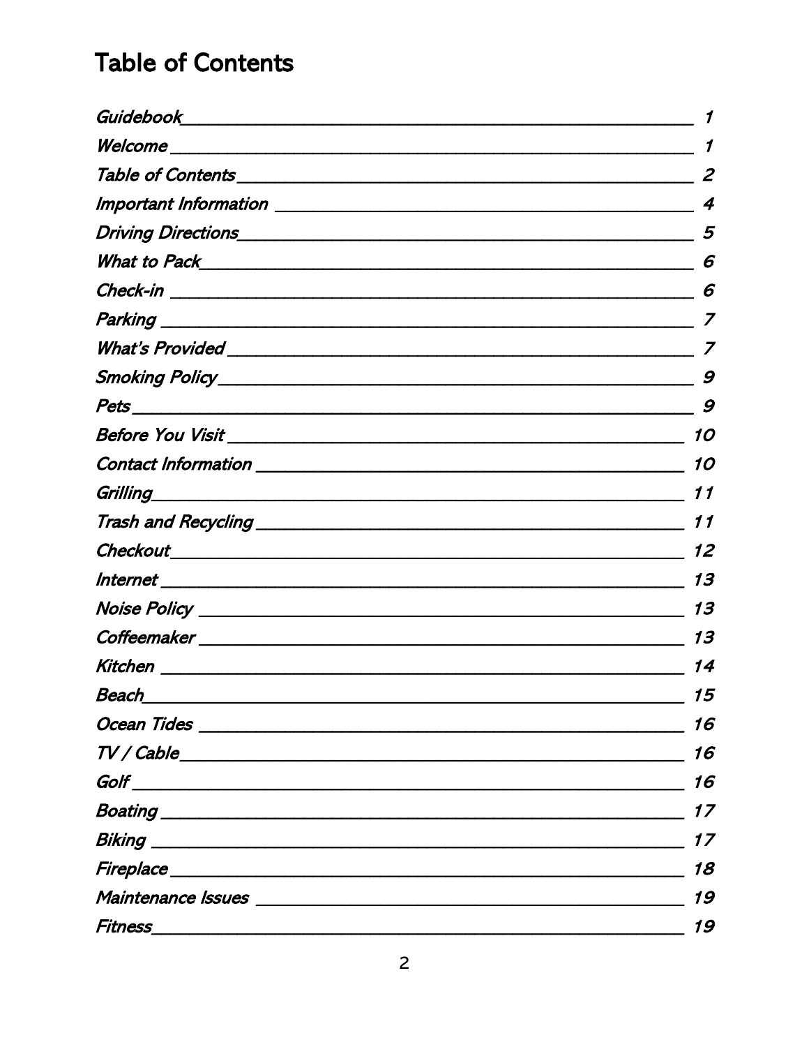# Table of Contents

| Section | Page |
|---|---|
| *Guidebook* | *1* |
| *Welcome* | *1* |
| *Table of Contents* | *2* |
| *Important Information* | *4* |
| *Driving Directions* | *5* |
| *What to Pack* | *6* |
| *Check-in* | *6* |
| *Parking* | *7* |
| *What's Provided* | *7* |
| *Smoking Policy* | *9* |
| *Pets* | *9* |
| *Before You Visit* | *10* |
| *Contact Information* | *10* |
| *Grilling* | *11* |
| *Trash and Recycling* | *11* |
| *Checkout* | *12* |
| *Internet* | *13* |
| *Noise Policy* | *13* |
| *Coffeemaker* | *13* |
| *Kitchen* | *14* |
| *Beach* | *15* |
| *Ocean Tides* | *16* |
| *TV / Cable* | *16* |
| *Golf* | *16* |
| *Boating* | *17* |
| *Biking* | *17* |
| *Fireplace* | *18* |
| *Maintenance Issues* | *19* |
| *Fitness* | *19* |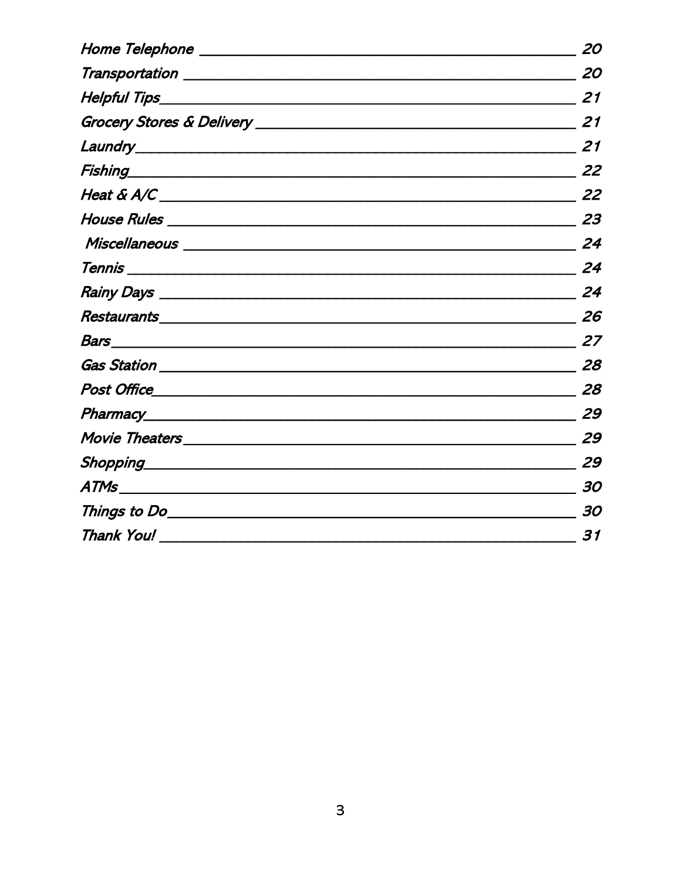| | |
|---|---|
| *Home Telephone* | *20* |
| *Transportation* | *20* |
| *Helpful Tips* | *21* |
| *Grocery Stores & Delivery* | *21* |
| *Laundry* | *21* |
| *Fishing* | *22* |
| *Heat & A/C* | *22* |
| *House Rules* | *23* |
| *Miscellaneous* | *24* |
| *Tennis* | *24* |
| *Rainy Days* | *24* |
| *Restaurants* | *26* |
| *Bars* | *27* |
| *Gas Station* | *28* |
| *Post Office* | *28* |
| *Pharmacy* | *29* |
| *Movie Theaters* | *29* |
| *Shopping* | *29* |
| *ATMs* | *30* |
| *Things to Do* | *30* |
| *Thank You!* | *31* |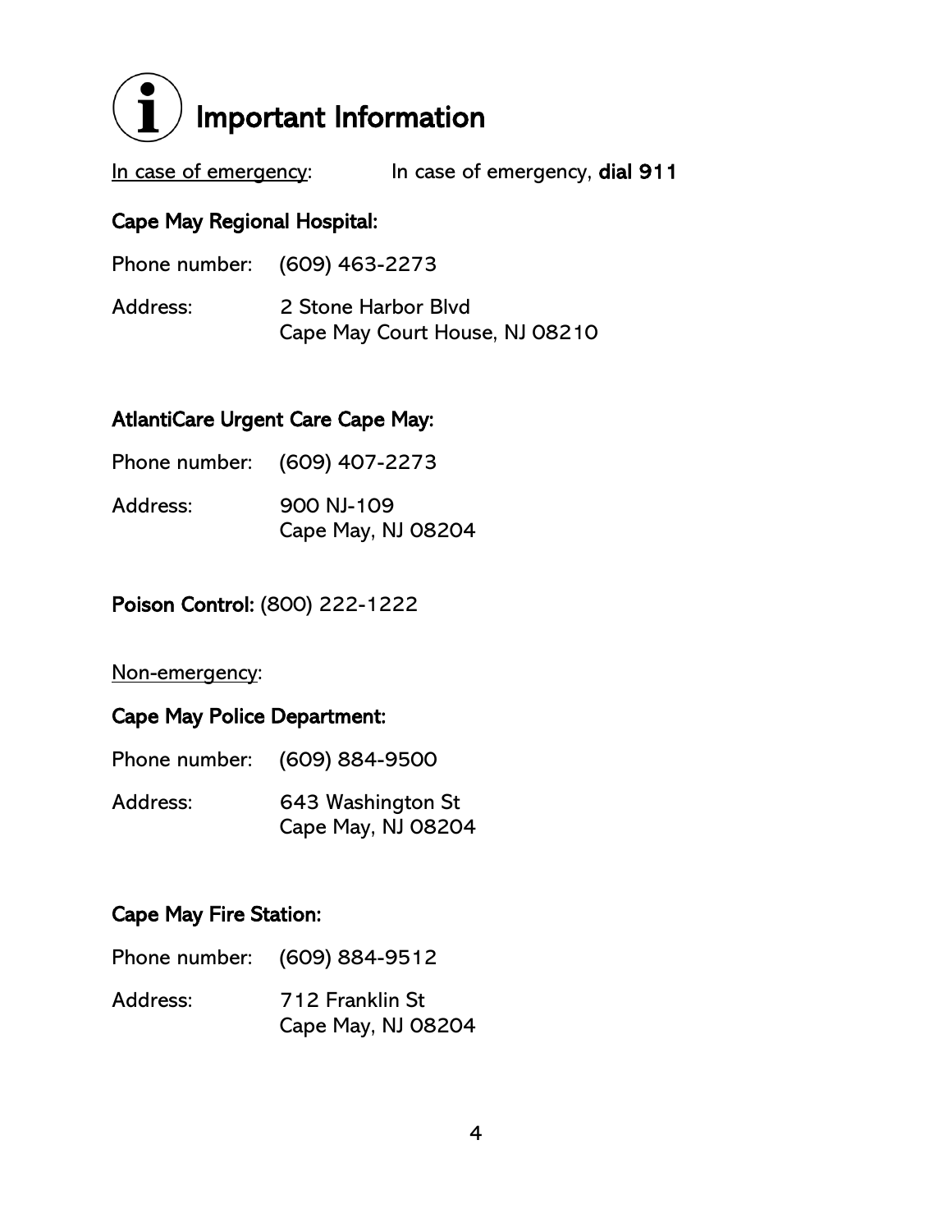# Important Information

<u>In case of emergency</u>: In case of emergency, **dial 911**

**Cape May Regional Hospital:**

Phone number: (609) 463-2273

Address: 2 Stone Harbor Blvd
Cape May Court House, NJ 08210

**AtlantiCare Urgent Care Cape May:**

Phone number: (609) 407-2273

Address: 900 NJ-109
Cape May, NJ 08204

**Poison Control:** (800) 222-1222

<u>Non-emergency</u>:

**Cape May Police Department:**

Phone number: (609) 884-9500

Address: 643 Washington St
Cape May, NJ 08204

**Cape May Fire Station:**

Phone number: (609) 884-9512

Address: 712 Franklin St
Cape May, NJ 08204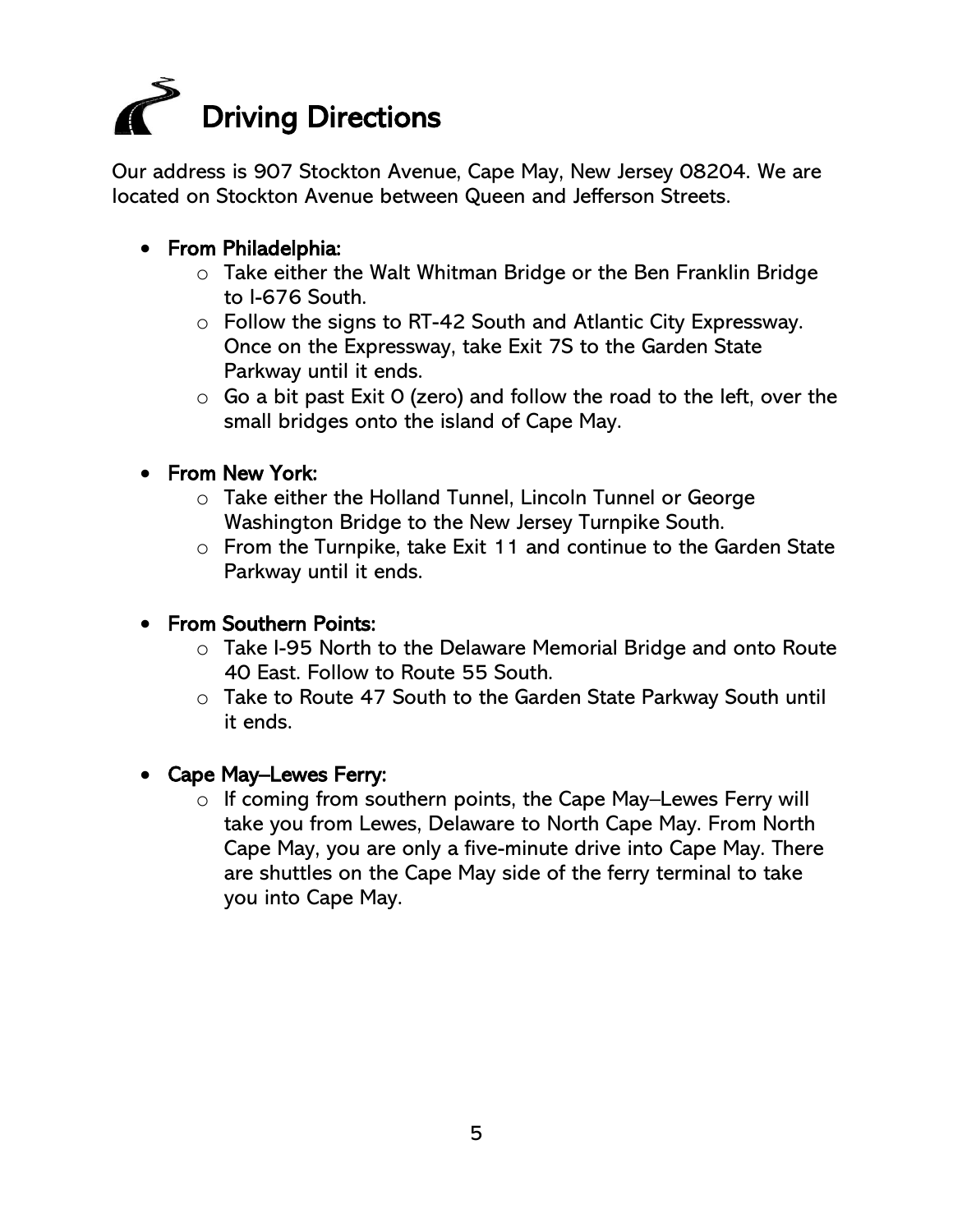# Driving Directions

Our address is 907 Stockton Avenue, Cape May, New Jersey 08204. We are located on Stockton Avenue between Queen and Jefferson Streets.

- **From Philadelphia:**
    - Take either the Walt Whitman Bridge or the Ben Franklin Bridge to I-676 South.
    - Follow the signs to RT-42 South and Atlantic City Expressway. Once on the Expressway, take Exit 7S to the Garden State Parkway until it ends.
    - Go a bit past Exit 0 (zero) and follow the road to the left, over the small bridges onto the island of Cape May.

- **From New York:**
    - Take either the Holland Tunnel, Lincoln Tunnel or George Washington Bridge to the New Jersey Turnpike South.
    - From the Turnpike, take Exit 11 and continue to the Garden State Parkway until it ends.

- **From Southern Points:**
    - Take I-95 North to the Delaware Memorial Bridge and onto Route 40 East. Follow to Route 55 South.
    - Take to Route 47 South to the Garden State Parkway South until it ends.

- **Cape May–Lewes Ferry:**
    - If coming from southern points, the Cape May–Lewes Ferry will take you from Lewes, Delaware to North Cape May. From North Cape May, you are only a five-minute drive into Cape May. There are shuttles on the Cape May side of the ferry terminal to take you into Cape May.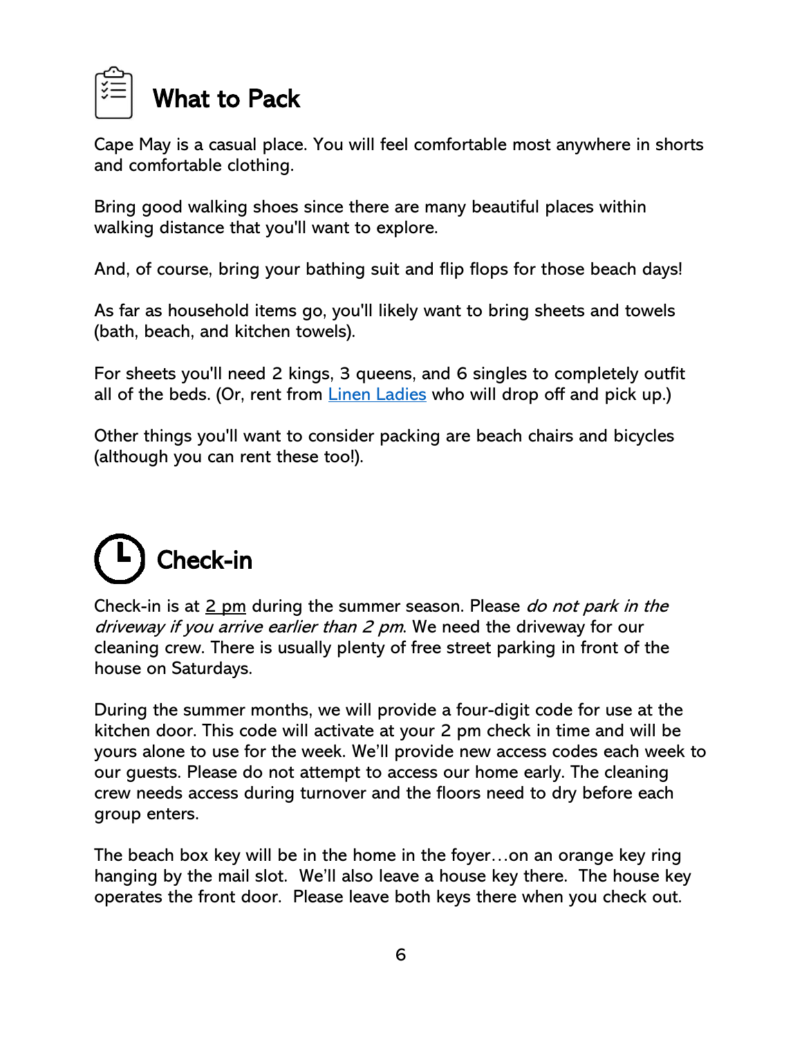## What to Pack

Cape May is a casual place. You will feel comfortable most anywhere in shorts and comfortable clothing.

Bring good walking shoes since there are many beautiful places within walking distance that you'll want to explore.

And, of course, bring your bathing suit and flip flops for those beach days!

As far as household items go, you'll likely want to bring sheets and towels (bath, beach, and kitchen towels).

For sheets you'll need 2 kings, 3 queens, and 6 singles to completely outfit all of the beds. (Or, rent from Linen Ladies who will drop off and pick up.)

Other things you'll want to consider packing are beach chairs and bicycles (although you can rent these too!).

## Check-in

Check-in is at 2 pm during the summer season. Please *do not park in the driveway if you arrive earlier than 2 pm*. We need the driveway for our cleaning crew. There is usually plenty of free street parking in front of the house on Saturdays.

During the summer months, we will provide a four-digit code for use at the kitchen door. This code will activate at your 2 pm check in time and will be yours alone to use for the week. We'll provide new access codes each week to our guests. Please do not attempt to access our home early. The cleaning crew needs access during turnover and the floors need to dry before each group enters.

The beach box key will be in the home in the foyer…on an orange key ring hanging by the mail slot. We'll also leave a house key there. The house key operates the front door. Please leave both keys there when you check out.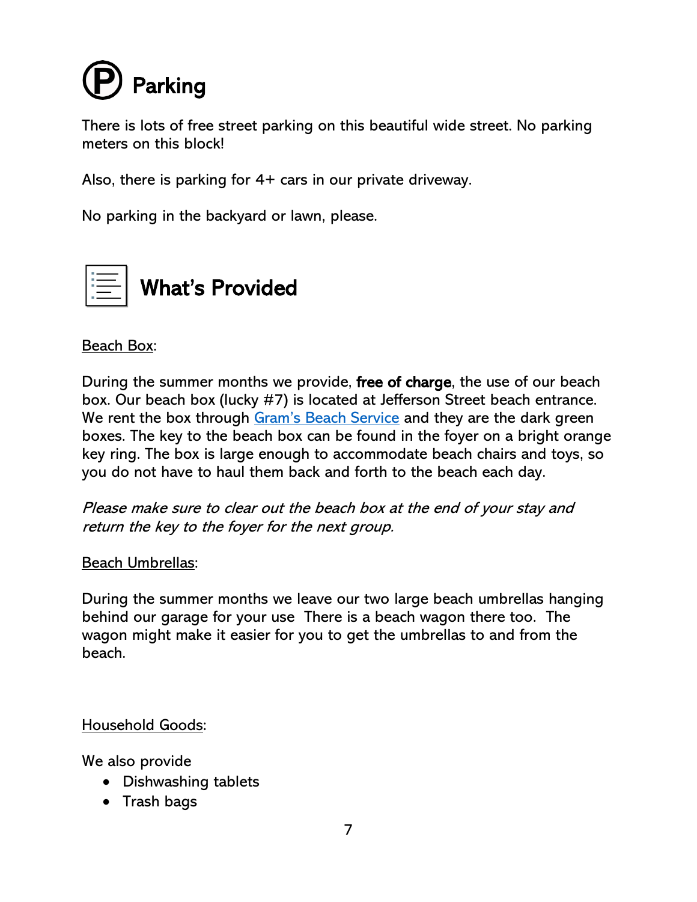# Parking

There is lots of free street parking on this beautiful wide street. No parking meters on this block!

Also, there is parking for 4+ cars in our private driveway.

No parking in the backyard or lawn, please.

# What's Provided

Beach Box:

During the summer months we provide, **free of charge**, the use of our beach box. Our beach box (lucky #7) is located at Jefferson Street beach entrance. We rent the box through Gram's Beach Service and they are the dark green boxes. The key to the beach box can be found in the foyer on a bright orange key ring. The box is large enough to accommodate beach chairs and toys, so you do not have to haul them back and forth to the beach each day.

*Please make sure to clear out the beach box at the end of your stay and return the key to the foyer for the next group.*

Beach Umbrellas:

During the summer months we leave our two large beach umbrellas hanging behind our garage for your use  There is a beach wagon there too.  The wagon might make it easier for you to get the umbrellas to and from the beach.

Household Goods:

We also provide

- Dishwashing tablets
- Trash bags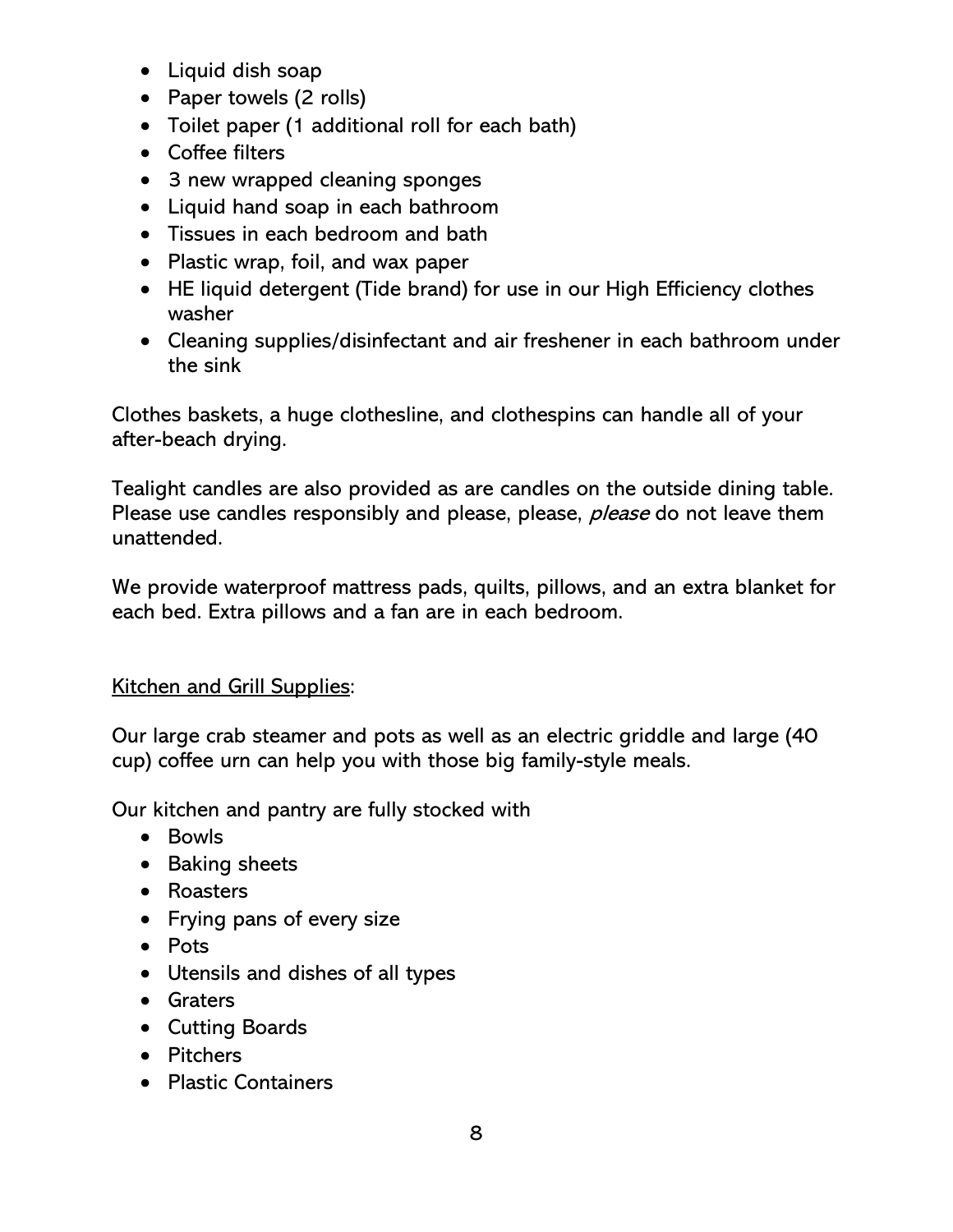- Liquid dish soap
- Paper towels (2 rolls)
- Toilet paper (1 additional roll for each bath)
- Coffee filters
- 3 new wrapped cleaning sponges
- Liquid hand soap in each bathroom
- Tissues in each bedroom and bath
- Plastic wrap, foil, and wax paper
- HE liquid detergent (Tide brand) for use in our High Efficiency clothes washer
- Cleaning supplies/disinfectant and air freshener in each bathroom under the sink

Clothes baskets, a huge clothesline, and clothespins can handle all of your after-beach drying.

Tealight candles are also provided as are candles on the outside dining table. Please use candles responsibly and please, please, *please* do not leave them unattended.

We provide waterproof mattress pads, quilts, pillows, and an extra blanket for each bed. Extra pillows and a fan are in each bedroom.

<u>Kitchen and Grill Supplies</u>:

Our large crab steamer and pots as well as an electric griddle and large (40 cup) coffee urn can help you with those big family-style meals.

Our kitchen and pantry are fully stocked with

- Bowls
- Baking sheets
- Roasters
- Frying pans of every size
- Pots
- Utensils and dishes of all types
- Graters
- Cutting Boards
- Pitchers
- Plastic Containers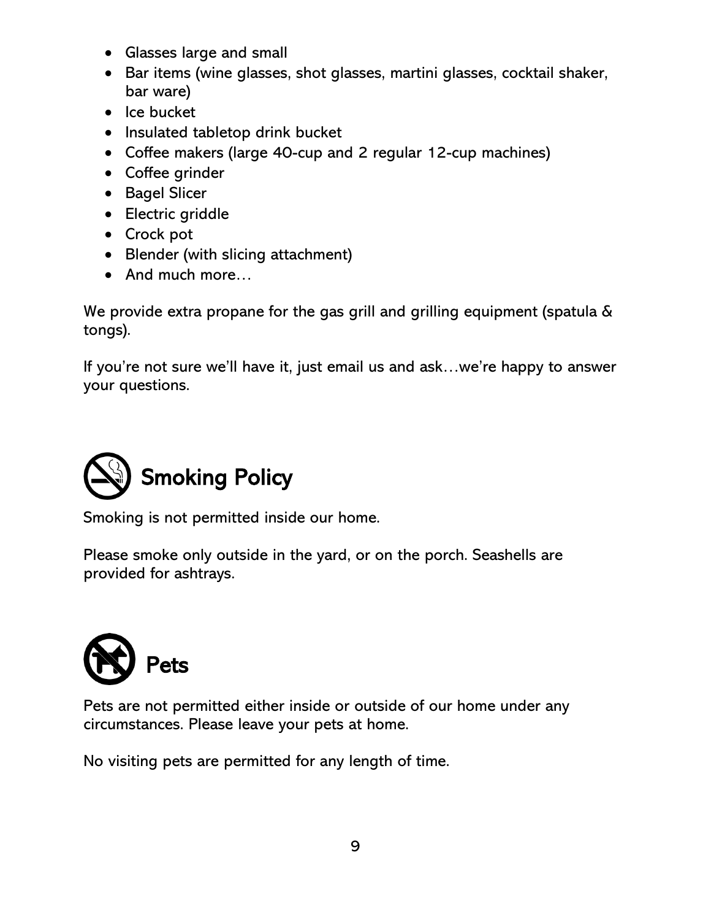- Glasses large and small
- Bar items (wine glasses, shot glasses, martini glasses, cocktail shaker, bar ware)
- Ice bucket
- Insulated tabletop drink bucket
- Coffee makers (large 40-cup and 2 regular 12-cup machines)
- Coffee grinder
- Bagel Slicer
- Electric griddle
- Crock pot
- Blender (with slicing attachment)
- And much more…

We provide extra propane for the gas grill and grilling equipment (spatula & tongs).

If you're not sure we'll have it, just email us and ask…we're happy to answer your questions.

## Smoking Policy

Smoking is not permitted inside our home.

Please smoke only outside in the yard, or on the porch. Seashells are provided for ashtrays.

## Pets

Pets are not permitted either inside or outside of our home under any circumstances. Please leave your pets at home.

No visiting pets are permitted for any length of time.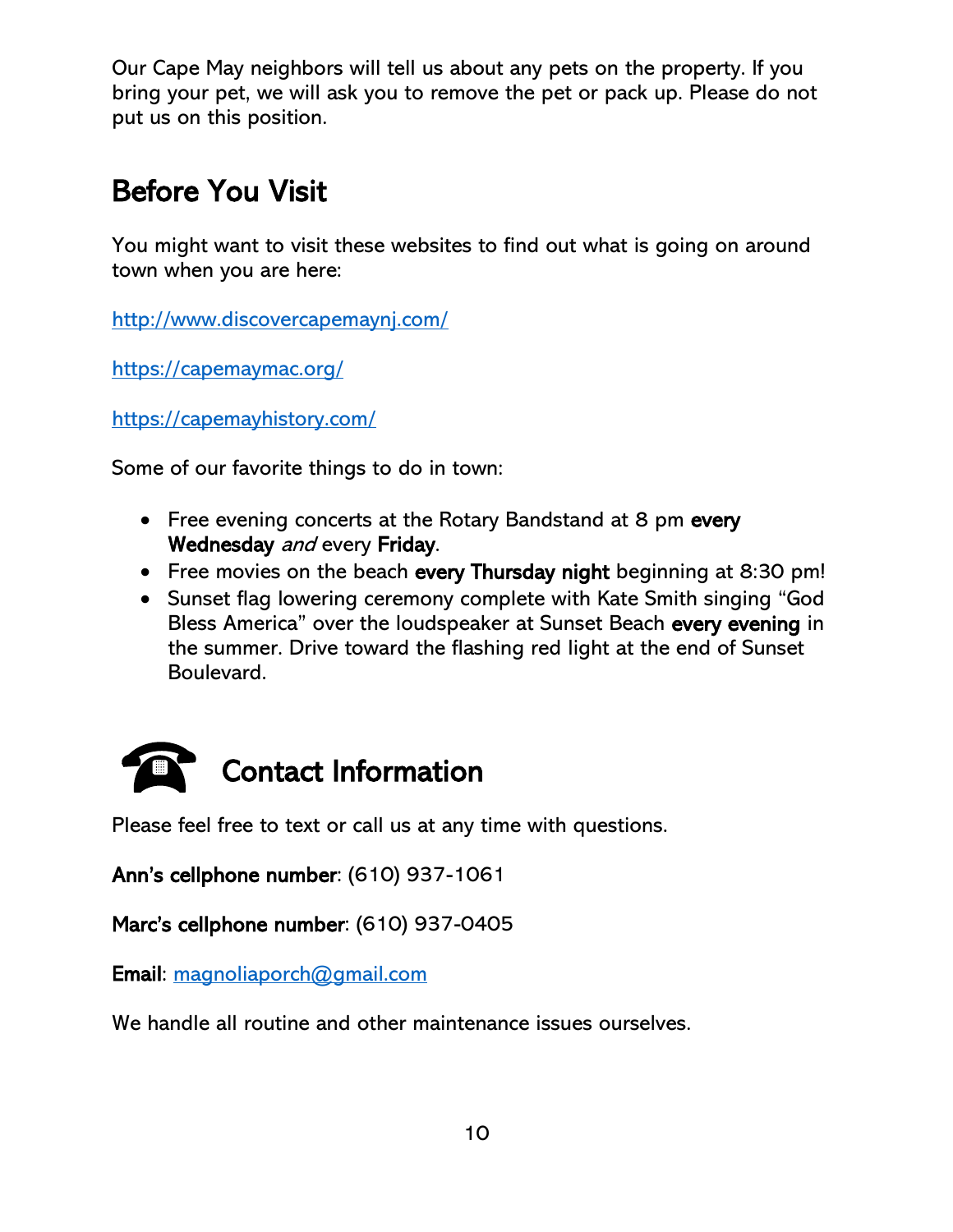Our Cape May neighbors will tell us about any pets on the property. If you bring your pet, we will ask you to remove the pet or pack up. Please do not put us on this position.

## Before You Visit

You might want to visit these websites to find out what is going on around town when you are here:

http://www.discovercapemaynj.com/

https://capemaymac.org/

https://capemayhistory.com/

Some of our favorite things to do in town:

- Free evening concerts at the Rotary Bandstand at 8 pm **every Wednesday** *and* every **Friday**.
- Free movies on the beach **every Thursday night** beginning at 8:30 pm!
- Sunset flag lowering ceremony complete with Kate Smith singing "God Bless America" over the loudspeaker at Sunset Beach **every evening** in the summer. Drive toward the flashing red light at the end of Sunset Boulevard.

## ☎ Contact Information

Please feel free to text or call us at any time with questions.

**Ann's cellphone number**: (610) 937-1061

**Marc's cellphone number**: (610) 937-0405

**Email**: magnoliaporch@gmail.com

We handle all routine and other maintenance issues ourselves.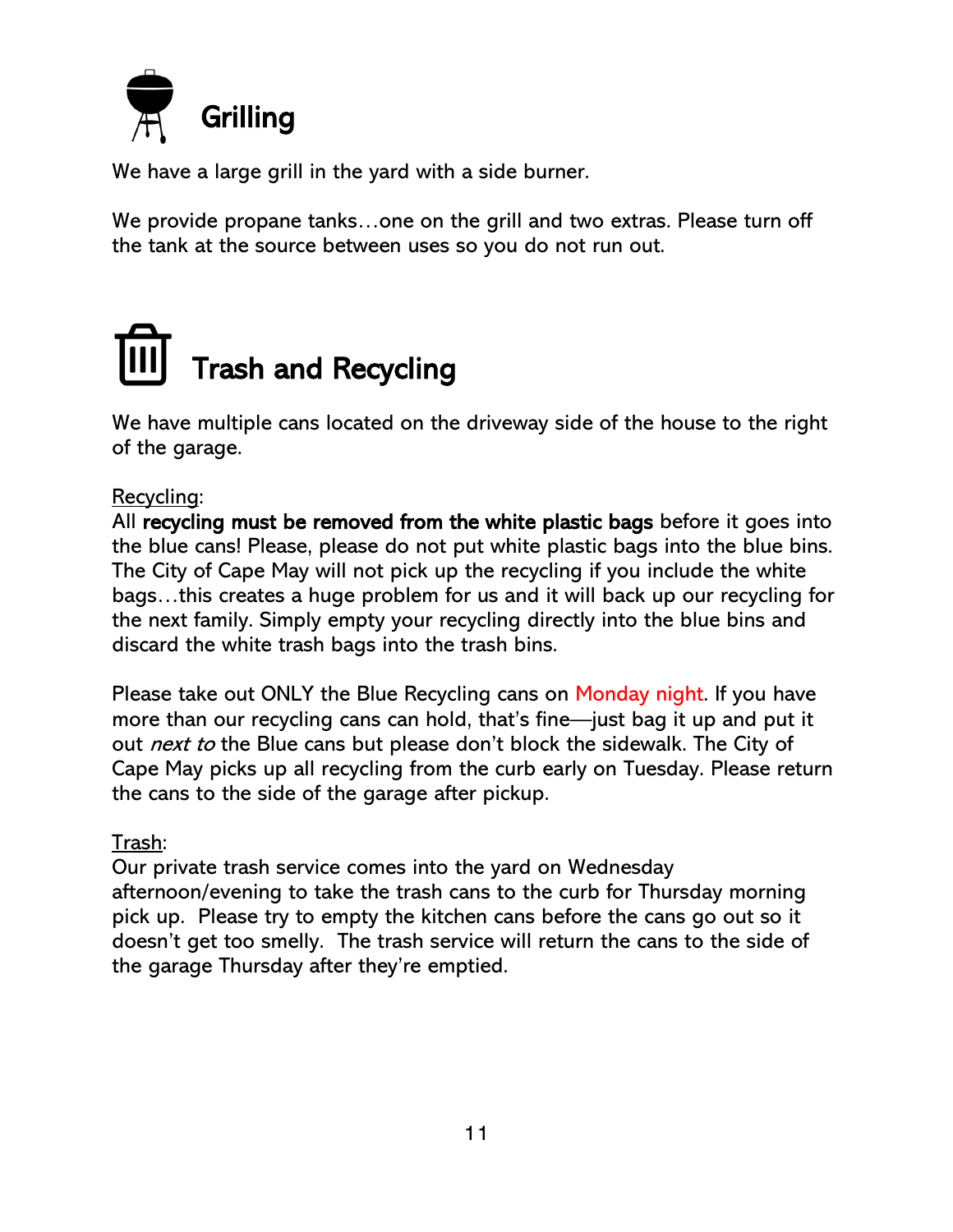## Grilling

We have a large grill in the yard with a side burner.

We provide propane tanks…one on the grill and two extras. Please turn off the tank at the source between uses so you do not run out.

## Trash and Recycling

We have multiple cans located on the driveway side of the house to the right of the garage.

Recycling:

All **recycling must be removed from the white plastic bags** before it goes into the blue cans! Please, please do not put white plastic bags into the blue bins. The City of Cape May will not pick up the recycling if you include the white bags…this creates a huge problem for us and it will back up our recycling for the next family. Simply empty your recycling directly into the blue bins and discard the white trash bags into the trash bins.

Please take out ONLY the Blue Recycling cans on Monday night. If you have more than our recycling cans can hold, that's fine—just bag it up and put it out *next to* the Blue cans but please don't block the sidewalk. The City of Cape May picks up all recycling from the curb early on Tuesday. Please return the cans to the side of the garage after pickup.

Trash:

Our private trash service comes into the yard on Wednesday afternoon/evening to take the trash cans to the curb for Thursday morning pick up. Please try to empty the kitchen cans before the cans go out so it doesn't get too smelly. The trash service will return the cans to the side of the garage Thursday after they're emptied.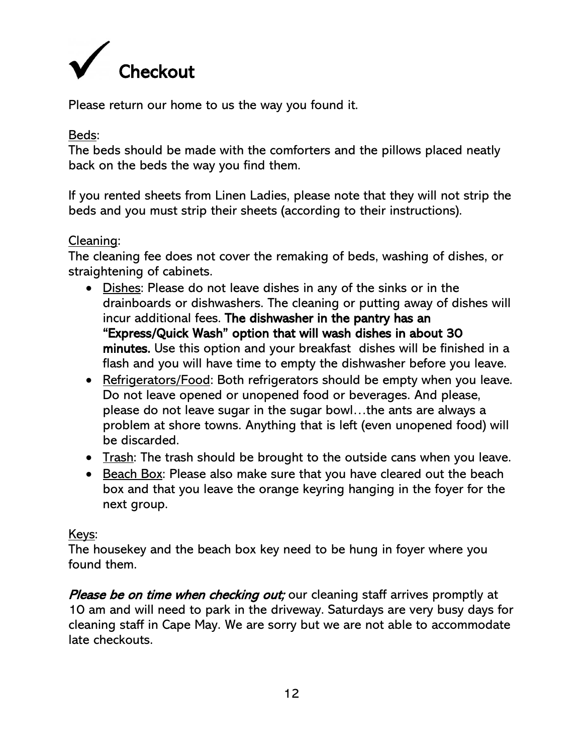# ✓ Checkout

Please return our home to us the way you found it.

Beds:

The beds should be made with the comforters and the pillows placed neatly back on the beds the way you find them.

If you rented sheets from Linen Ladies, please note that they will not strip the beds and you must strip their sheets (according to their instructions).

Cleaning:

The cleaning fee does not cover the remaking of beds, washing of dishes, or straightening of cabinets.

- Dishes: Please do not leave dishes in any of the sinks or in the drainboards or dishwashers. The cleaning or putting away of dishes will incur additional fees. **The dishwasher in the pantry has an "Express/Quick Wash" option that will wash dishes in about 30 minutes.** Use this option and your breakfast dishes will be finished in a flash and you will have time to empty the dishwasher before you leave.
- Refrigerators/Food: Both refrigerators should be empty when you leave. Do not leave opened or unopened food or beverages. And please, please do not leave sugar in the sugar bowl…the ants are always a problem at shore towns. Anything that is left (even unopened food) will be discarded.
- Trash: The trash should be brought to the outside cans when you leave.
- Beach Box: Please also make sure that you have cleared out the beach box and that you leave the orange keyring hanging in the foyer for the next group.

Keys:

The housekey and the beach box key need to be hung in foyer where you found them.

***Please be on time when checking out;*** our cleaning staff arrives promptly at 10 am and will need to park in the driveway. Saturdays are very busy days for cleaning staff in Cape May. We are sorry but we are not able to accommodate late checkouts.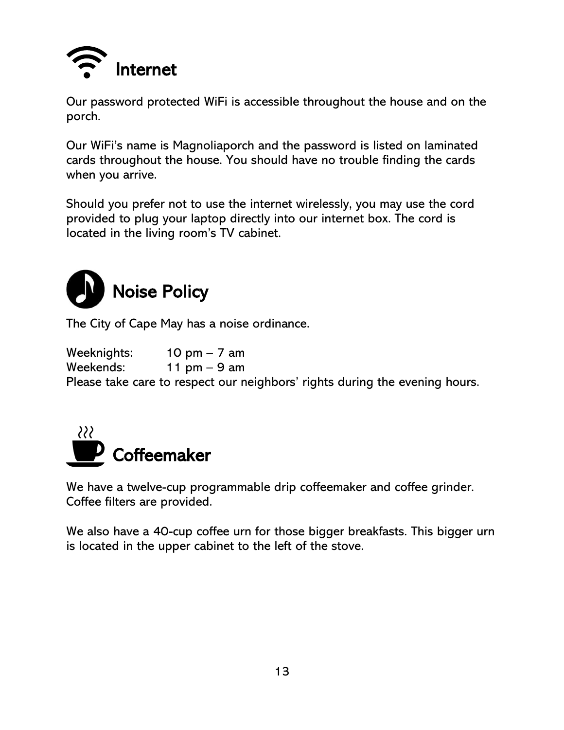## Internet

Our password protected WiFi is accessible throughout the house and on the porch.

Our WiFi's name is Magnoliaporch and the password is listed on laminated cards throughout the house. You should have no trouble finding the cards when you arrive.

Should you prefer not to use the internet wirelessly, you may use the cord provided to plug your laptop directly into our internet box. The cord is located in the living room's TV cabinet.

## Noise Policy

The City of Cape May has a noise ordinance.

Weeknights: 10 pm – 7 am
Weekends: 11 pm – 9 am
Please take care to respect our neighbors' rights during the evening hours.

## Coffeemaker

We have a twelve-cup programmable drip coffeemaker and coffee grinder. Coffee filters are provided.

We also have a 40-cup coffee urn for those bigger breakfasts. This bigger urn is located in the upper cabinet to the left of the stove.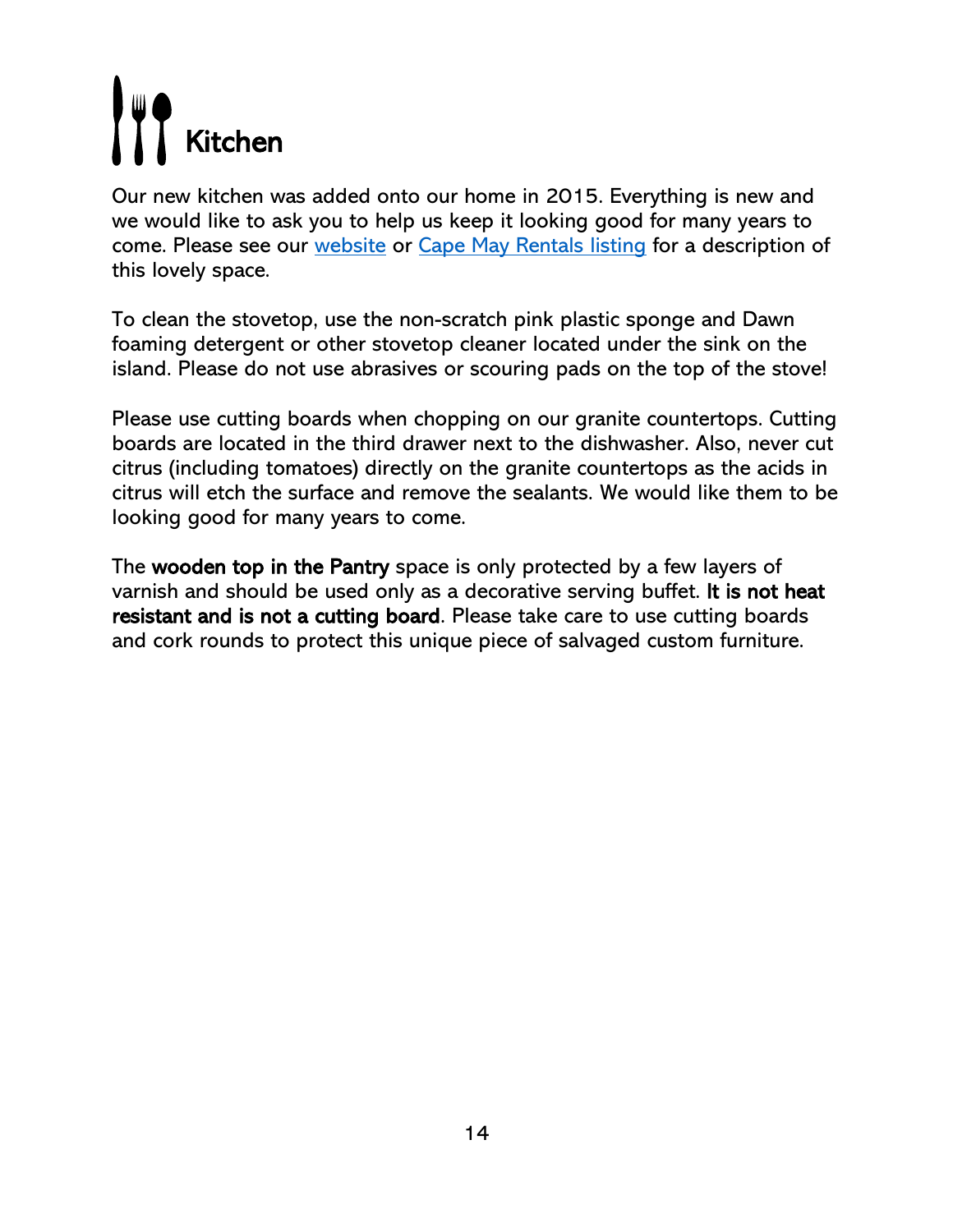# Kitchen

Our new kitchen was added onto our home in 2015. Everything is new and we would like to ask you to help us keep it looking good for many years to come. Please see our website or Cape May Rentals listing for a description of this lovely space.

To clean the stovetop, use the non-scratch pink plastic sponge and Dawn foaming detergent or other stovetop cleaner located under the sink on the island. Please do not use abrasives or scouring pads on the top of the stove!

Please use cutting boards when chopping on our granite countertops. Cutting boards are located in the third drawer next to the dishwasher. Also, never cut citrus (including tomatoes) directly on the granite countertops as the acids in citrus will etch the surface and remove the sealants. We would like them to be looking good for many years to come.

The **wooden top in the Pantry** space is only protected by a few layers of varnish and should be used only as a decorative serving buffet. **It is not heat resistant and is not a cutting board**. Please take care to use cutting boards and cork rounds to protect this unique piece of salvaged custom furniture.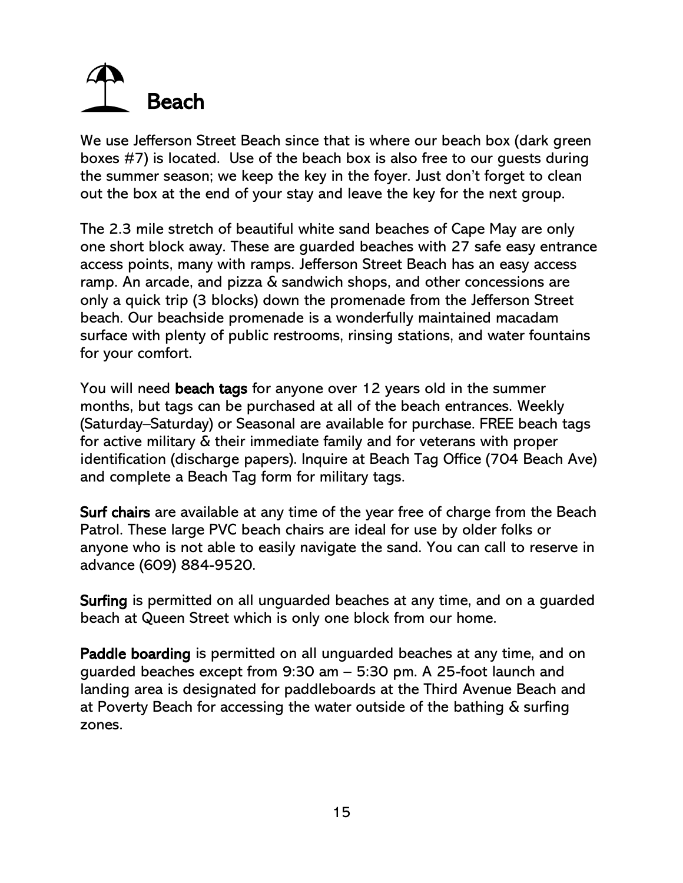# Beach

We use Jefferson Street Beach since that is where our beach box (dark green boxes #7) is located. Use of the beach box is also free to our guests during the summer season; we keep the key in the foyer. Just don't forget to clean out the box at the end of your stay and leave the key for the next group.

The 2.3 mile stretch of beautiful white sand beaches of Cape May are only one short block away. These are guarded beaches with 27 safe easy entrance access points, many with ramps. Jefferson Street Beach has an easy access ramp. An arcade, and pizza & sandwich shops, and other concessions are only a quick trip (3 blocks) down the promenade from the Jefferson Street beach. Our beachside promenade is a wonderfully maintained macadam surface with plenty of public restrooms, rinsing stations, and water fountains for your comfort.

You will need **beach tags** for anyone over 12 years old in the summer months, but tags can be purchased at all of the beach entrances. Weekly (Saturday–Saturday) or Seasonal are available for purchase. FREE beach tags for active military & their immediate family and for veterans with proper identification (discharge papers). Inquire at Beach Tag Office (704 Beach Ave) and complete a Beach Tag form for military tags.

**Surf chairs** are available at any time of the year free of charge from the Beach Patrol. These large PVC beach chairs are ideal for use by older folks or anyone who is not able to easily navigate the sand. You can call to reserve in advance (609) 884-9520.

**Surfing** is permitted on all unguarded beaches at any time, and on a guarded beach at Queen Street which is only one block from our home.

**Paddle boarding** is permitted on all unguarded beaches at any time, and on guarded beaches except from 9:30 am – 5:30 pm. A 25-foot launch and landing area is designated for paddleboards at the Third Avenue Beach and at Poverty Beach for accessing the water outside of the bathing & surfing zones.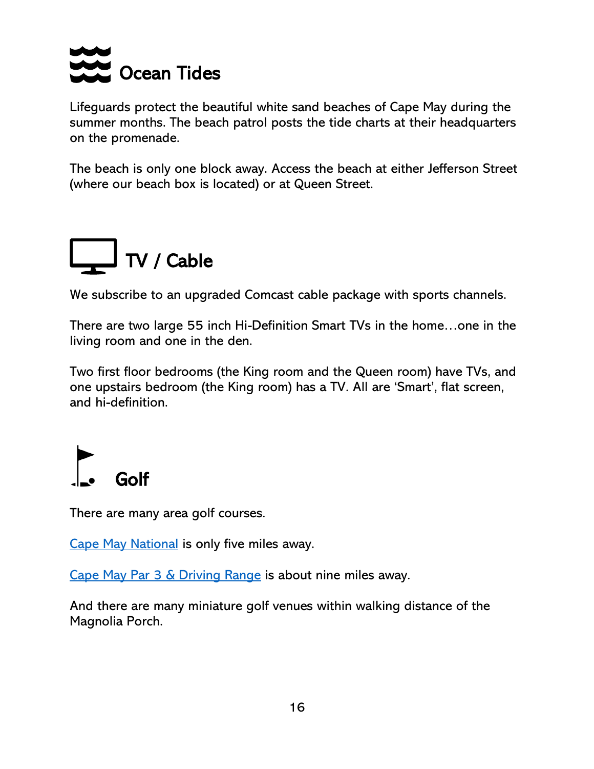## Ocean Tides

Lifeguards protect the beautiful white sand beaches of Cape May during the summer months. The beach patrol posts the tide charts at their headquarters on the promenade.

The beach is only one block away. Access the beach at either Jefferson Street (where our beach box is located) or at Queen Street.

## TV / Cable

We subscribe to an upgraded Comcast cable package with sports channels.

There are two large 55 inch Hi-Definition Smart TVs in the home…one in the living room and one in the den.

Two first floor bedrooms (the King room and the Queen room) have TVs, and one upstairs bedroom (the King room) has a TV. All are 'Smart', flat screen, and hi-definition.

## Golf

There are many area golf courses.

Cape May National is only five miles away.

Cape May Par 3 & Driving Range is about nine miles away.

And there are many miniature golf venues within walking distance of the Magnolia Porch.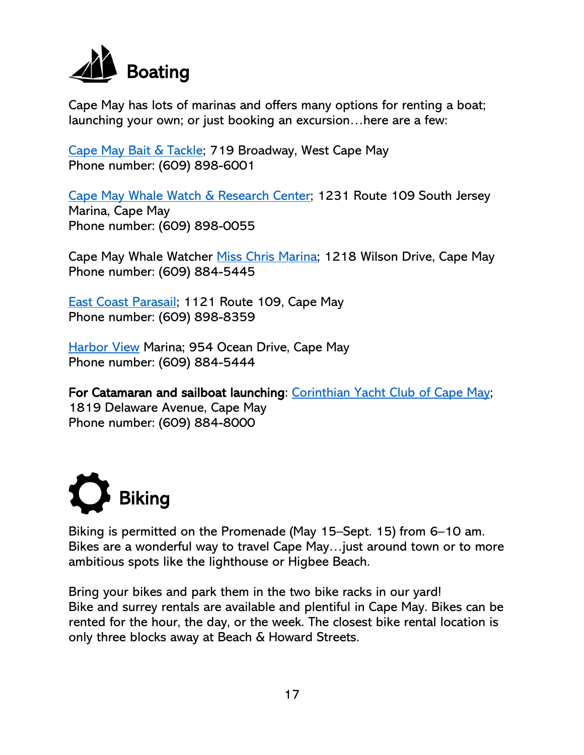# Boating

Cape May has lots of marinas and offers many options for renting a boat; launching your own; or just booking an excursion…here are a few:

Cape May Bait & Tackle; 719 Broadway, West Cape May
Phone number: (609) 898-6001

Cape May Whale Watch & Research Center; 1231 Route 109 South Jersey Marina, Cape May
Phone number: (609) 898-0055

Cape May Whale Watcher Miss Chris Marina; 1218 Wilson Drive, Cape May
Phone number: (609) 884-5445

East Coast Parasail; 1121 Route 109, Cape May
Phone number: (609) 898-8359

Harbor View Marina; 954 Ocean Drive, Cape May
Phone number: (609) 884-5444

**For Catamaran and sailboat launching**: Corinthian Yacht Club of Cape May; 1819 Delaware Avenue, Cape May
Phone number: (609) 884-8000

# Biking

Biking is permitted on the Promenade (May 15–Sept. 15) from 6–10 am. Bikes are a wonderful way to travel Cape May…just around town or to more ambitious spots like the lighthouse or Higbee Beach.

Bring your bikes and park them in the two bike racks in our yard!
Bike and surrey rentals are available and plentiful in Cape May. Bikes can be rented for the hour, the day, or the week. The closest bike rental location is only three blocks away at Beach & Howard Streets.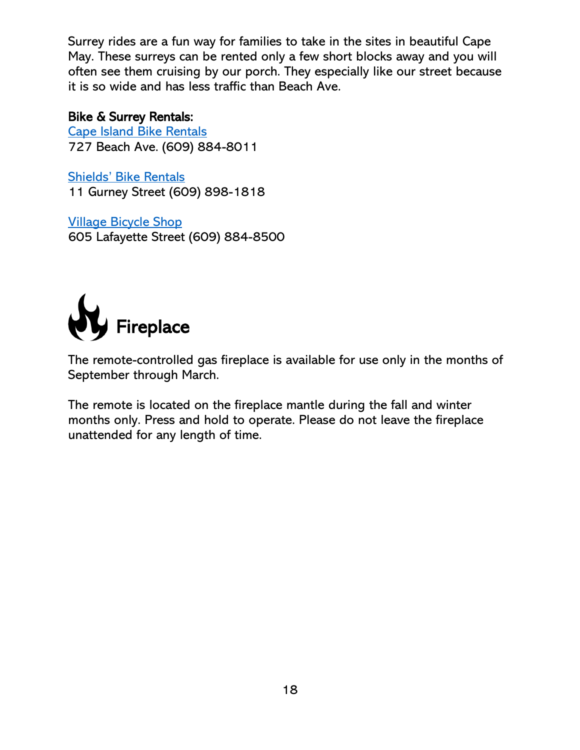Surrey rides are a fun way for families to take in the sites in beautiful Cape May. These surreys can be rented only a few short blocks away and you will often see them cruising by our porch. They especially like our street because it is so wide and has less traffic than Beach Ave.

**Bike & Surrey Rentals:**
Cape Island Bike Rentals
727 Beach Ave. (609) 884-8011

Shields' Bike Rentals
11 Gurney Street (609) 898-1818

Village Bicycle Shop
605 Lafayette Street (609) 884-8500

# Fireplace

The remote-controlled gas fireplace is available for use only in the months of September through March.

The remote is located on the fireplace mantle during the fall and winter months only. Press and hold to operate. Please do not leave the fireplace unattended for any length of time.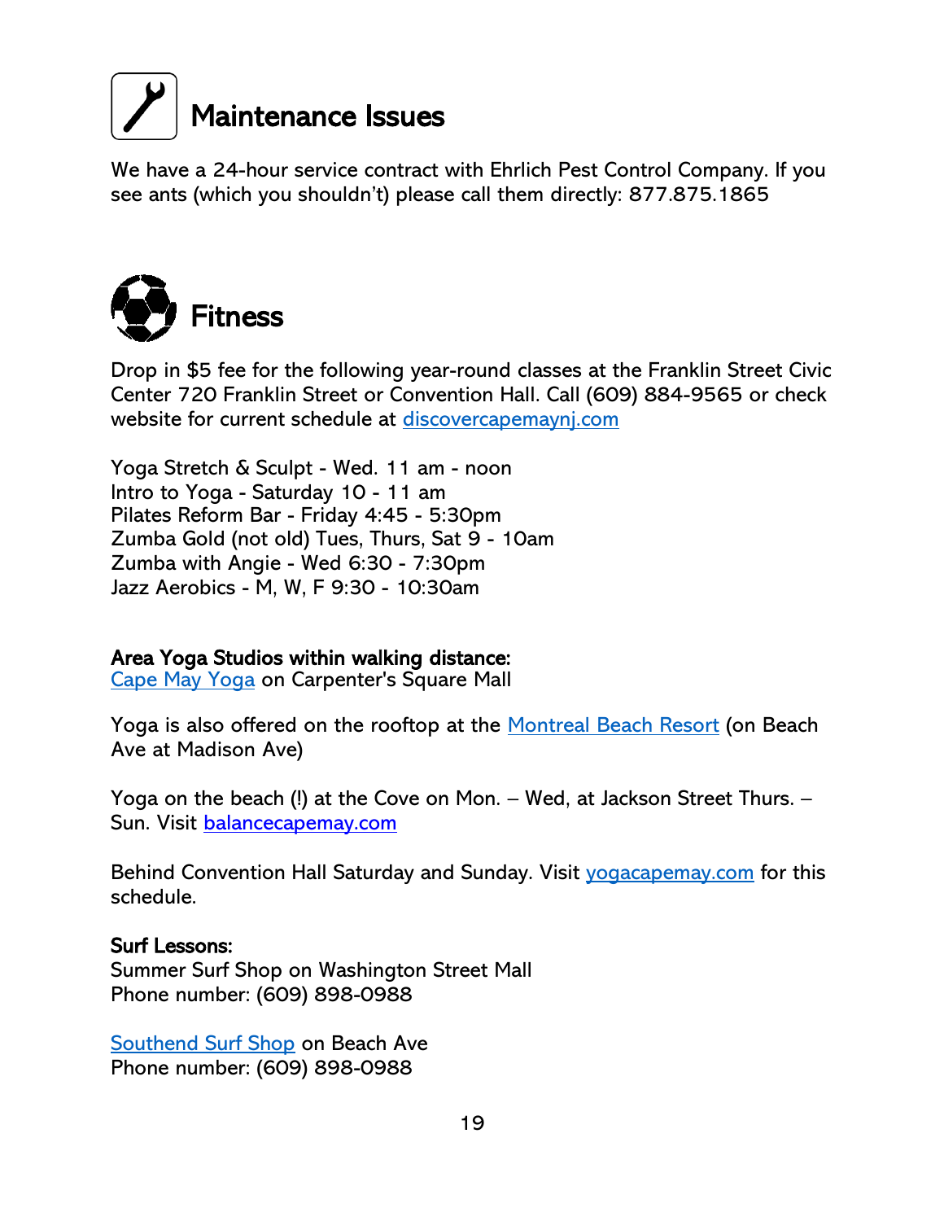# Maintenance Issues

We have a 24-hour service contract with Ehrlich Pest Control Company. If you see ants (which you shouldn't) please call them directly: 877.875.1865

# Fitness

Drop in $5 fee for the following year-round classes at the Franklin Street Civic Center 720 Franklin Street or Convention Hall. Call (609) 884-9565 or check website for current schedule at [discovercapemaynj.com](discovercapemaynj.com)

Yoga Stretch & Sculpt - Wed. 11 am - noon
Intro to Yoga - Saturday 10 - 11 am
Pilates Reform Bar - Friday 4:45 - 5:30pm
Zumba Gold (not old) Tues, Thurs, Sat 9 - 10am
Zumba with Angie - Wed 6:30 - 7:30pm
Jazz Aerobics - M, W, F 9:30 - 10:30am

**Area Yoga Studios within walking distance:**
Cape May Yoga on Carpenter's Square Mall

Yoga is also offered on the rooftop at the Montreal Beach Resort (on Beach Ave at Madison Ave)

Yoga on the beach (!) at the Cove on Mon. – Wed, at Jackson Street Thurs. – Sun. Visit [balancecapemay.com](balancecapemay.com)

Behind Convention Hall Saturday and Sunday. Visit [yogacapemay.com](yogacapemay.com) for this schedule.

**Surf Lessons:**
Summer Surf Shop on Washington Street Mall
Phone number: (609) 898-0988

Southend Surf Shop on Beach Ave
Phone number: (609) 898-0988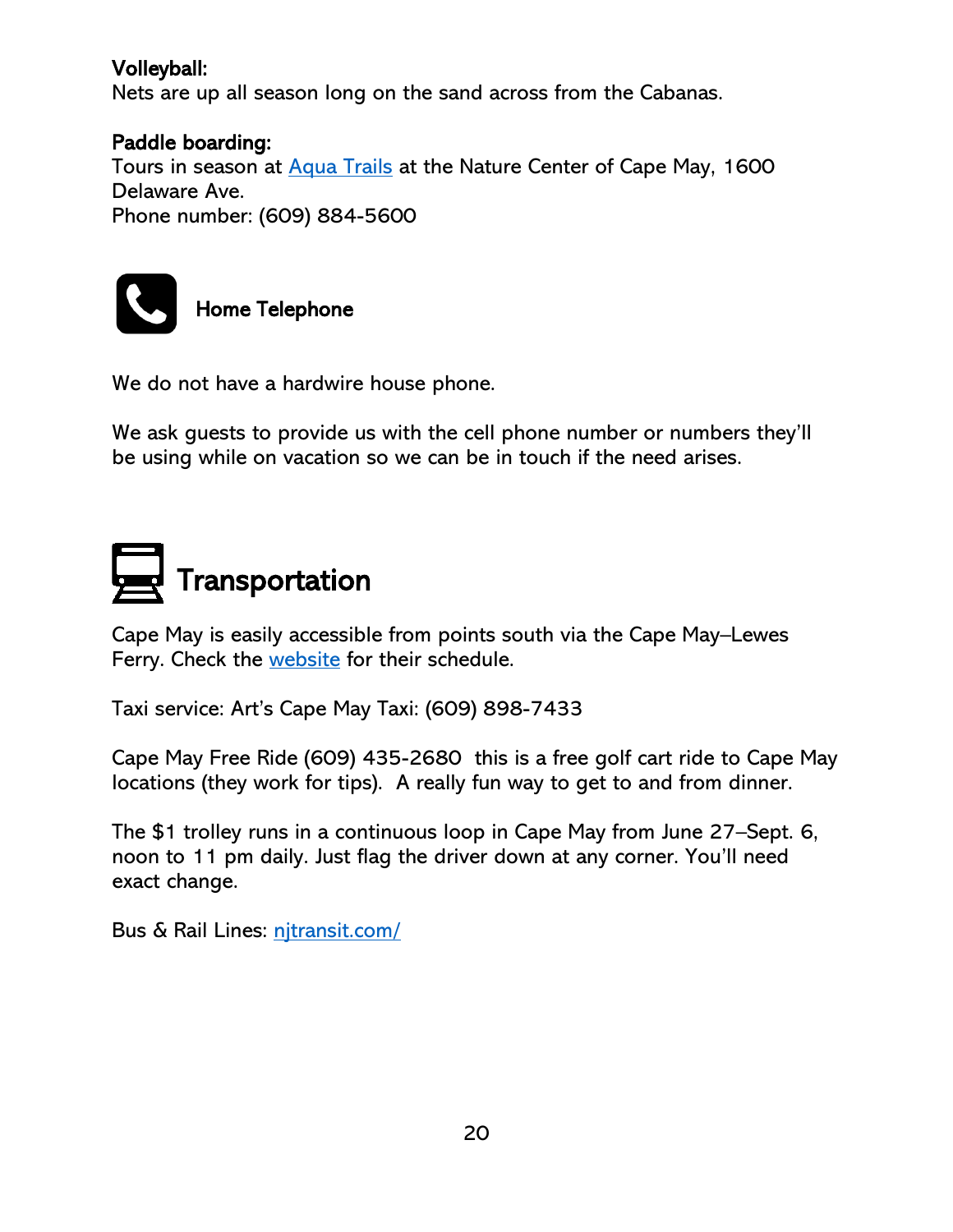**Volleyball:**
Nets are up all season long on the sand across from the Cabanas.

**Paddle boarding:**
Tours in season at Aqua Trails at the Nature Center of Cape May, 1600 Delaware Ave.
Phone number: (609) 884-5600

## Home Telephone

We do not have a hardwire house phone.

We ask guests to provide us with the cell phone number or numbers they'll be using while on vacation so we can be in touch if the need arises.

# Transportation

Cape May is easily accessible from points south via the Cape May–Lewes Ferry. Check the website for their schedule.

Taxi service: Art's Cape May Taxi: (609) 898-7433

Cape May Free Ride (609) 435-2680 this is a free golf cart ride to Cape May locations (they work for tips). A really fun way to get to and from dinner.

The $1 trolley runs in a continuous loop in Cape May from June 27–Sept. 6, noon to 11 pm daily. Just flag the driver down at any corner. You'll need exact change.

Bus & Rail Lines: njtransit.com/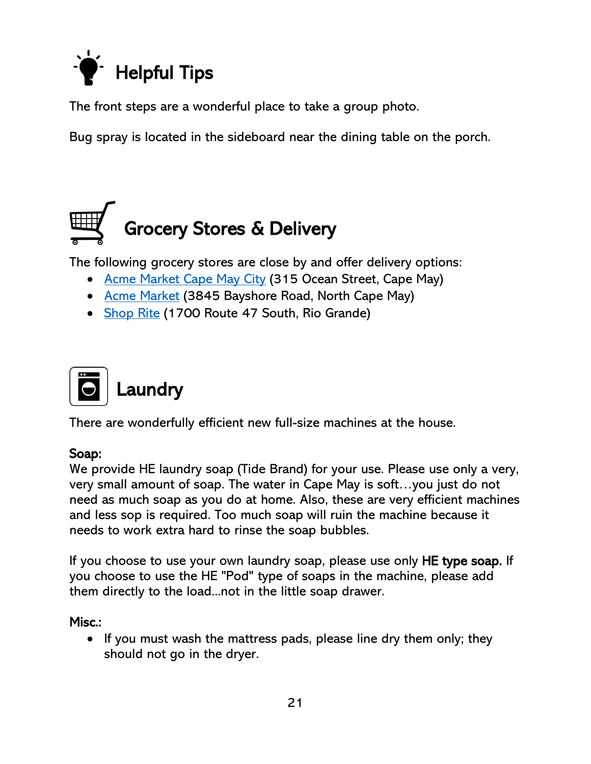# Helpful Tips

The front steps are a wonderful place to take a group photo.

Bug spray is located in the sideboard near the dining table on the porch.

# Grocery Stores & Delivery

The following grocery stores are close by and offer delivery options:

- Acme Market Cape May City (315 Ocean Street, Cape May)
- Acme Market (3845 Bayshore Road, North Cape May)
- Shop Rite (1700 Route 47 South, Rio Grande)

# Laundry

There are wonderfully efficient new full-size machines at the house.

**Soap:**
We provide HE laundry soap (Tide Brand) for your use. Please use only a very, very small amount of soap. The water in Cape May is soft…you just do not need as much soap as you do at home. Also, these are very efficient machines and less sop is required. Too much soap will ruin the machine because it needs to work extra hard to rinse the soap bubbles.

If you choose to use your own laundry soap, please use only **HE type soap.** If you choose to use the HE "Pod" type of soaps in the machine, please add them directly to the load...not in the little soap drawer.

**Misc.:**

- If you must wash the mattress pads, please line dry them only; they should not go in the dryer.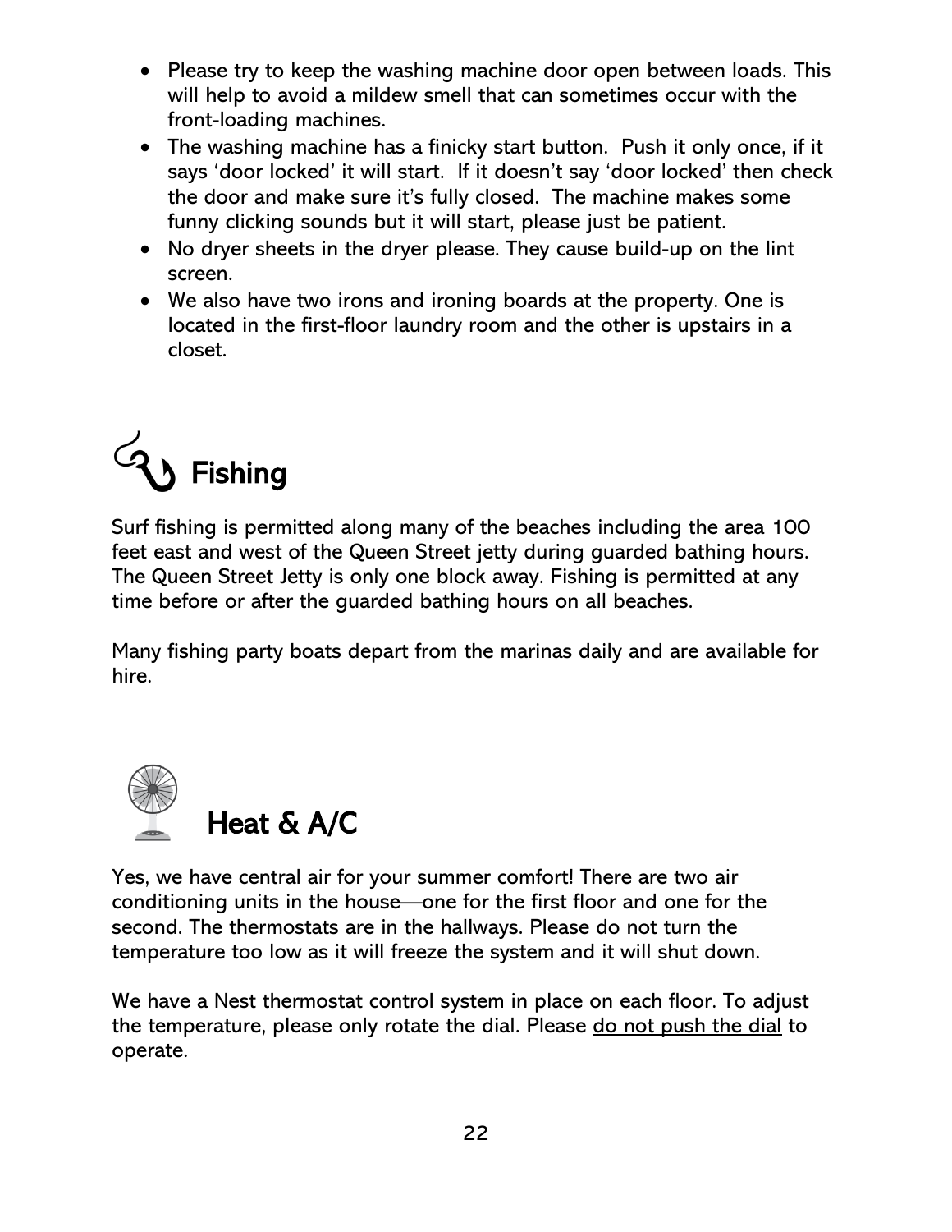- Please try to keep the washing machine door open between loads. This will help to avoid a mildew smell that can sometimes occur with the front-loading machines.
- The washing machine has a finicky start button. Push it only once, if it says 'door locked' it will start. If it doesn't say 'door locked' then check the door and make sure it's fully closed. The machine makes some funny clicking sounds but it will start, please just be patient.
- No dryer sheets in the dryer please. They cause build-up on the lint screen.
- We also have two irons and ironing boards at the property. One is located in the first-floor laundry room and the other is upstairs in a closet.

# Fishing

Surf fishing is permitted along many of the beaches including the area 100 feet east and west of the Queen Street jetty during guarded bathing hours. The Queen Street Jetty is only one block away. Fishing is permitted at any time before or after the guarded bathing hours on all beaches.

Many fishing party boats depart from the marinas daily and are available for hire.

# Heat & A/C

Yes, we have central air for your summer comfort! There are two air conditioning units in the house—one for the first floor and one for the second. The thermostats are in the hallways. Please do not turn the temperature too low as it will freeze the system and it will shut down.

We have a Nest thermostat control system in place on each floor. To adjust the temperature, please only rotate the dial. Please <u>do not push the dial</u> to operate.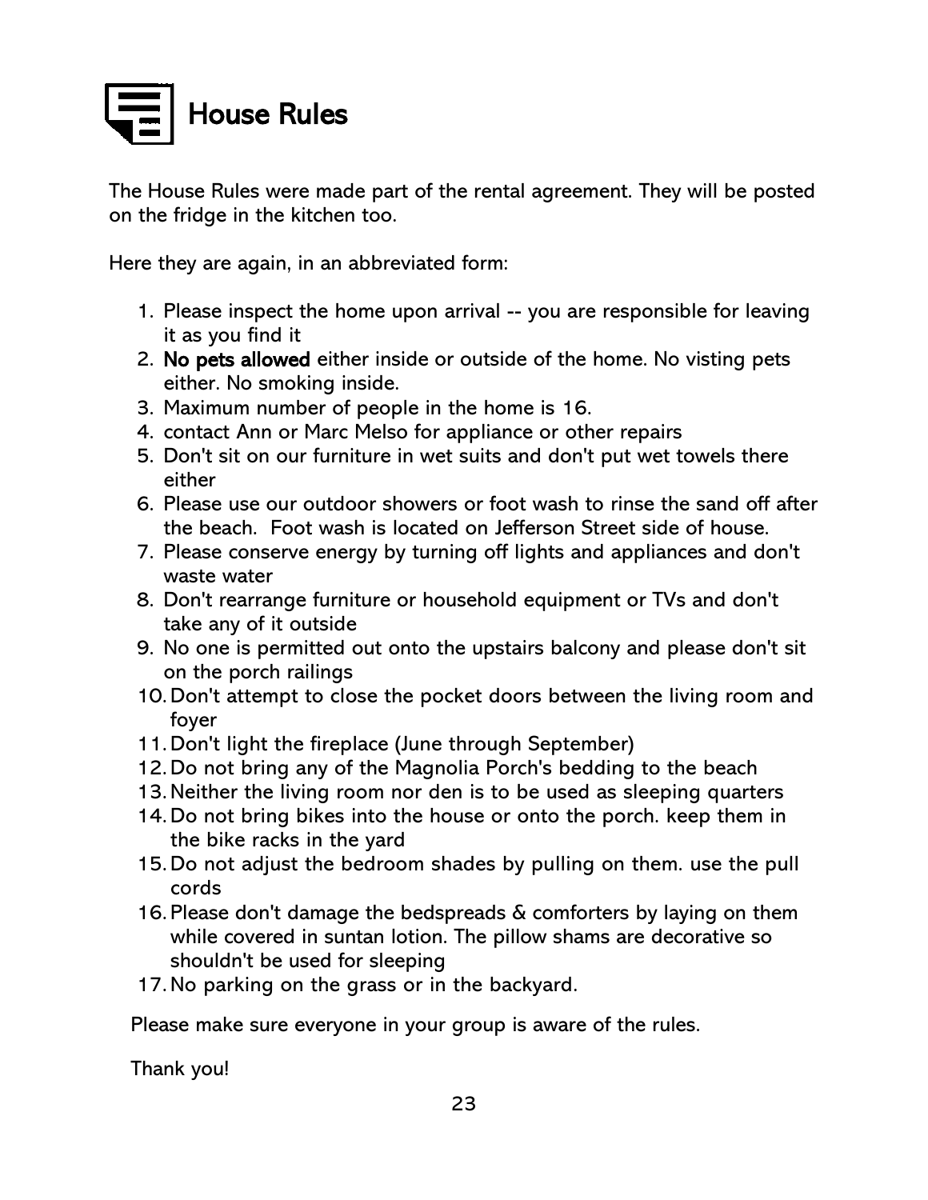# House Rules

The House Rules were made part of the rental agreement. They will be posted on the fridge in the kitchen too.

Here they are again, in an abbreviated form:

1. Please inspect the home upon arrival -- you are responsible for leaving it as you find it
2. **No pets allowed** either inside or outside of the home. No visting pets either. No smoking inside.
3. Maximum number of people in the home is 16.
4. contact Ann or Marc Melso for appliance or other repairs
5. Don't sit on our furniture in wet suits and don't put wet towels there either
6. Please use our outdoor showers or foot wash to rinse the sand off after the beach. Foot wash is located on Jefferson Street side of house.
7. Please conserve energy by turning off lights and appliances and don't waste water
8. Don't rearrange furniture or household equipment or TVs and don't take any of it outside
9. No one is permitted out onto the upstairs balcony and please don't sit on the porch railings
10. Don't attempt to close the pocket doors between the living room and foyer
11. Don't light the fireplace (June through September)
12. Do not bring any of the Magnolia Porch's bedding to the beach
13. Neither the living room nor den is to be used as sleeping quarters
14. Do not bring bikes into the house or onto the porch. keep them in the bike racks in the yard
15. Do not adjust the bedroom shades by pulling on them. use the pull cords
16. Please don't damage the bedspreads & comforters by laying on them while covered in suntan lotion. The pillow shams are decorative so shouldn't be used for sleeping
17. No parking on the grass or in the backyard.

Please make sure everyone in your group is aware of the rules.

Thank you!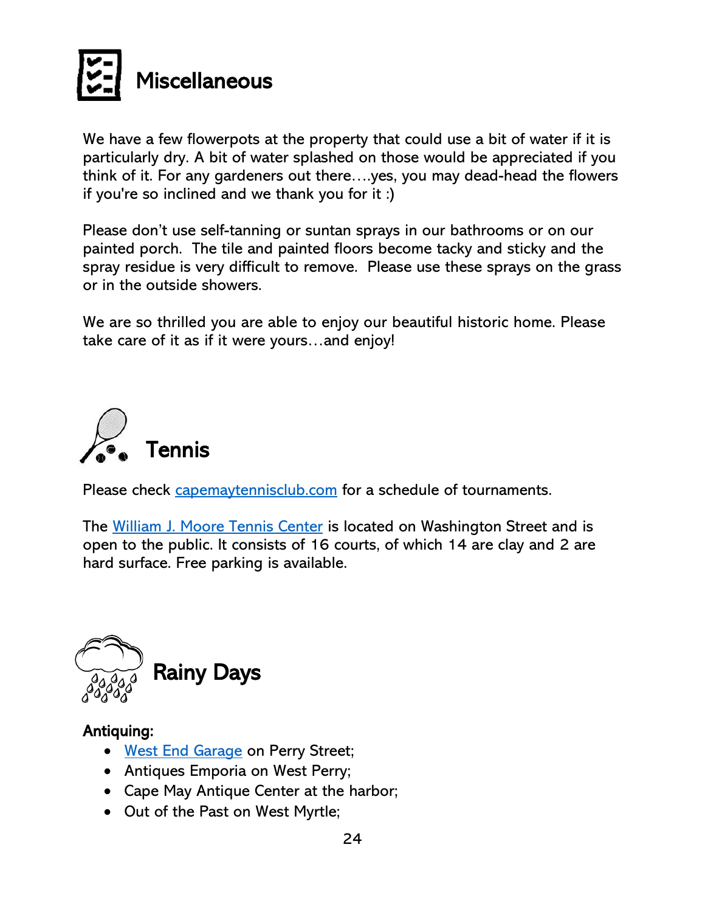# Miscellaneous

We have a few flowerpots at the property that could use a bit of water if it is particularly dry. A bit of water splashed on those would be appreciated if you think of it. For any gardeners out there….yes, you may dead-head the flowers if you're so inclined and we thank you for it :)

Please don't use self-tanning or suntan sprays in our bathrooms or on our painted porch. The tile and painted floors become tacky and sticky and the spray residue is very difficult to remove. Please use these sprays on the grass or in the outside showers.

We are so thrilled you are able to enjoy our beautiful historic home. Please take care of it as if it were yours…and enjoy!

# Tennis

Please check capemaytennisclub.com for a schedule of tournaments.

The William J. Moore Tennis Center is located on Washington Street and is open to the public. It consists of 16 courts, of which 14 are clay and 2 are hard surface. Free parking is available.

# Rainy Days

**Antiquing:**

- West End Garage on Perry Street;
- Antiques Emporia on West Perry;
- Cape May Antique Center at the harbor;
- Out of the Past on West Myrtle;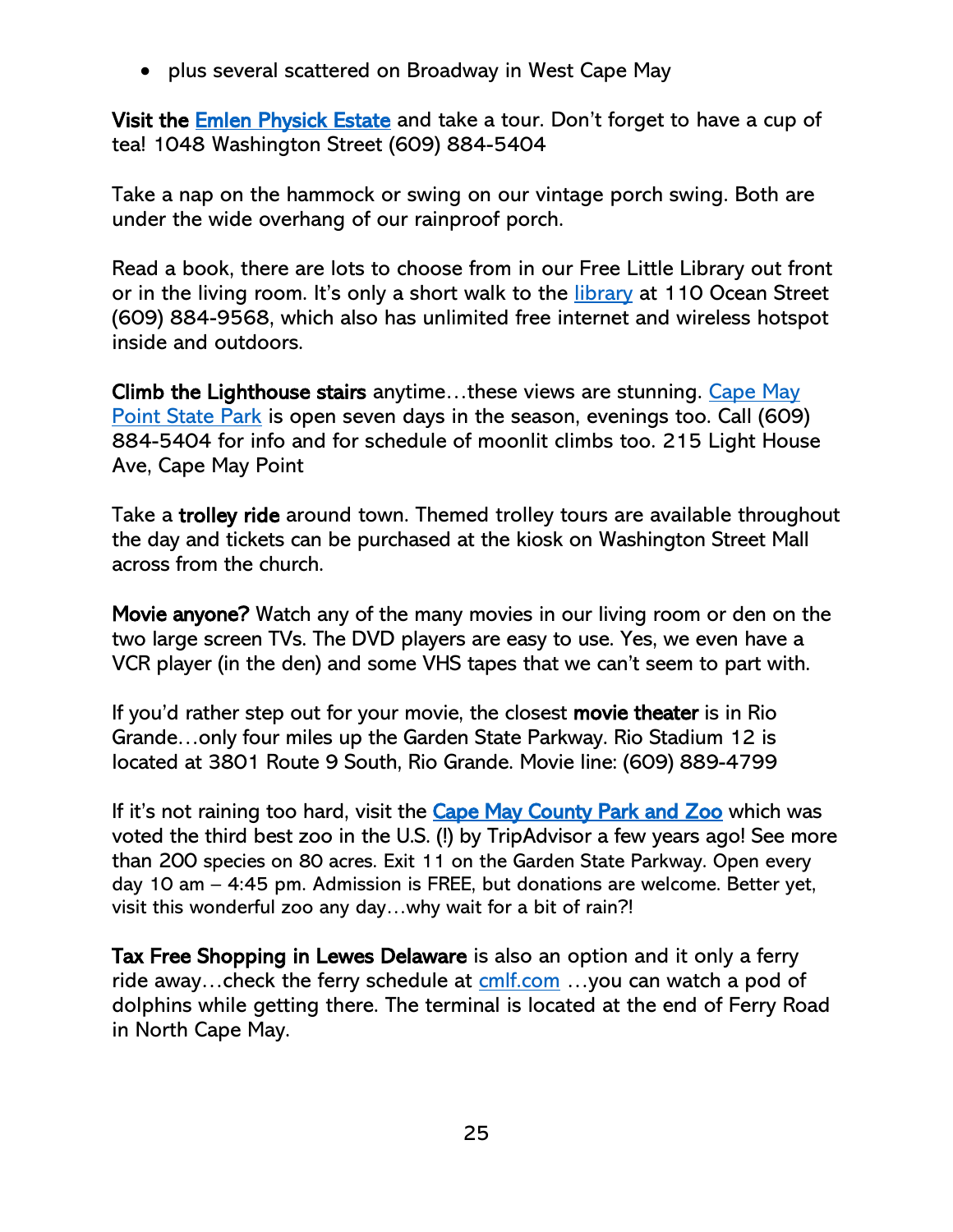- plus several scattered on Broadway in West Cape May

**Visit the Emlen Physick Estate** and take a tour. Don't forget to have a cup of tea! 1048 Washington Street (609) 884-5404

Take a nap on the hammock or swing on our vintage porch swing. Both are under the wide overhang of our rainproof porch.

Read a book, there are lots to choose from in our Free Little Library out front or in the living room. It's only a short walk to the library at 110 Ocean Street (609) 884-9568, which also has unlimited free internet and wireless hotspot inside and outdoors.

**Climb the Lighthouse stairs** anytime…these views are stunning. Cape May Point State Park is open seven days in the season, evenings too. Call (609) 884-5404 for info and for schedule of moonlit climbs too. 215 Light House Ave, Cape May Point

Take a **trolley ride** around town. Themed trolley tours are available throughout the day and tickets can be purchased at the kiosk on Washington Street Mall across from the church.

**Movie anyone?** Watch any of the many movies in our living room or den on the two large screen TVs. The DVD players are easy to use. Yes, we even have a VCR player (in the den) and some VHS tapes that we can't seem to part with.

If you'd rather step out for your movie, the closest **movie theater** is in Rio Grande…only four miles up the Garden State Parkway. Rio Stadium 12 is located at 3801 Route 9 South, Rio Grande. Movie line: (609) 889-4799

If it's not raining too hard, visit the **Cape May County Park and Zoo** which was voted the third best zoo in the U.S. (!) by TripAdvisor a few years ago! See more than 200 species on 80 acres. Exit 11 on the Garden State Parkway. Open every day 10 am – 4:45 pm. Admission is FREE, but donations are welcome. Better yet, visit this wonderful zoo any day…why wait for a bit of rain?!

**Tax Free Shopping in Lewes Delaware** is also an option and it only a ferry ride away…check the ferry schedule at cmlf.com …you can watch a pod of dolphins while getting there. The terminal is located at the end of Ferry Road in North Cape May.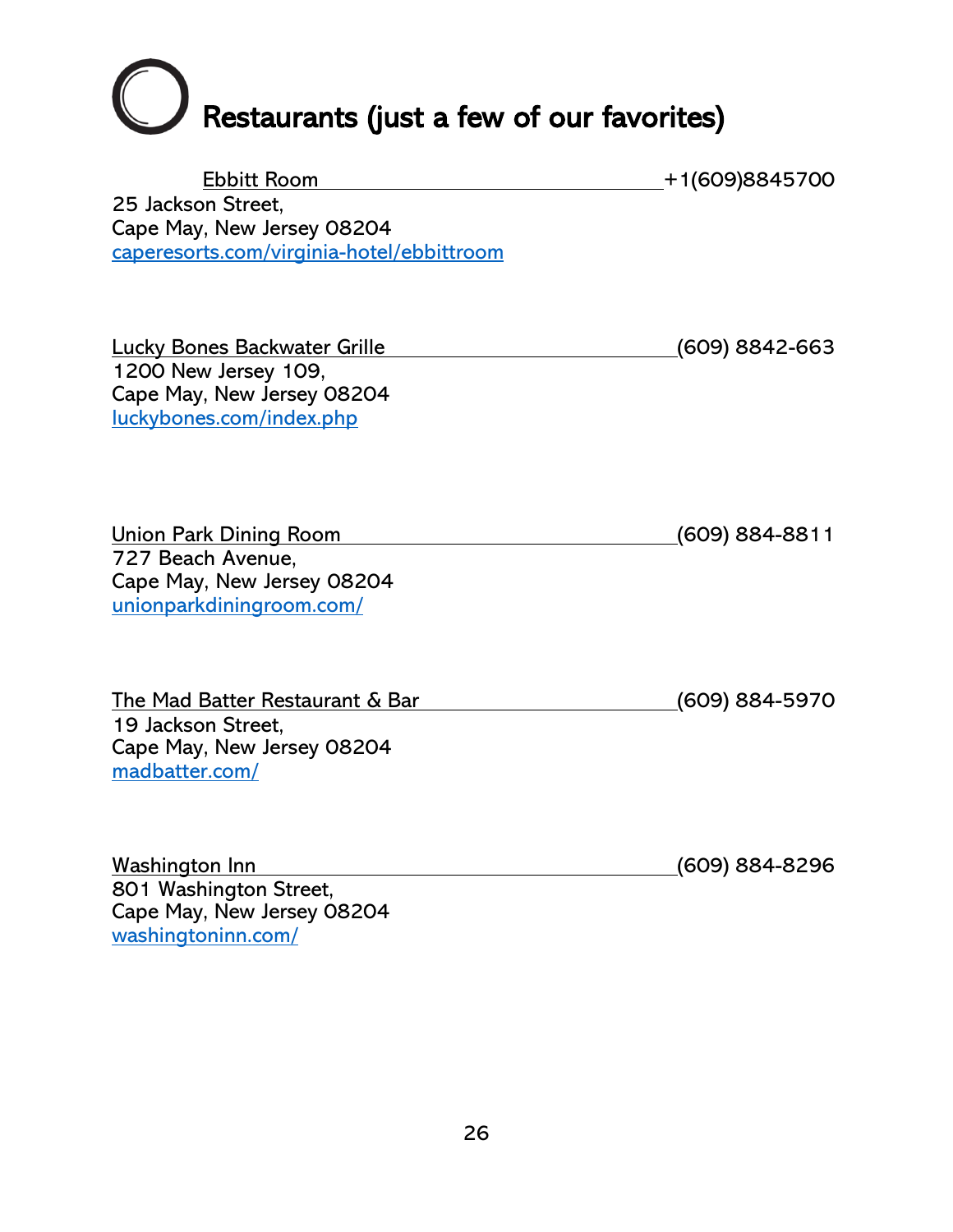# Restaurants (just a few of our favorites)

Ebbitt Room +1(609)8845700
25 Jackson Street,
Cape May, New Jersey 08204
caperesorts.com/virginia-hotel/ebbittroom

Lucky Bones Backwater Grille (609) 8842-663
1200 New Jersey 109,
Cape May, New Jersey 08204
luckybones.com/index.php

Union Park Dining Room (609) 884-8811
727 Beach Avenue,
Cape May, New Jersey 08204
unionparkdiningroom.com/

The Mad Batter Restaurant & Bar (609) 884-5970
19 Jackson Street,
Cape May, New Jersey 08204
madbatter.com/

Washington Inn (609) 884-8296
801 Washington Street,
Cape May, New Jersey 08204
washingtoninn.com/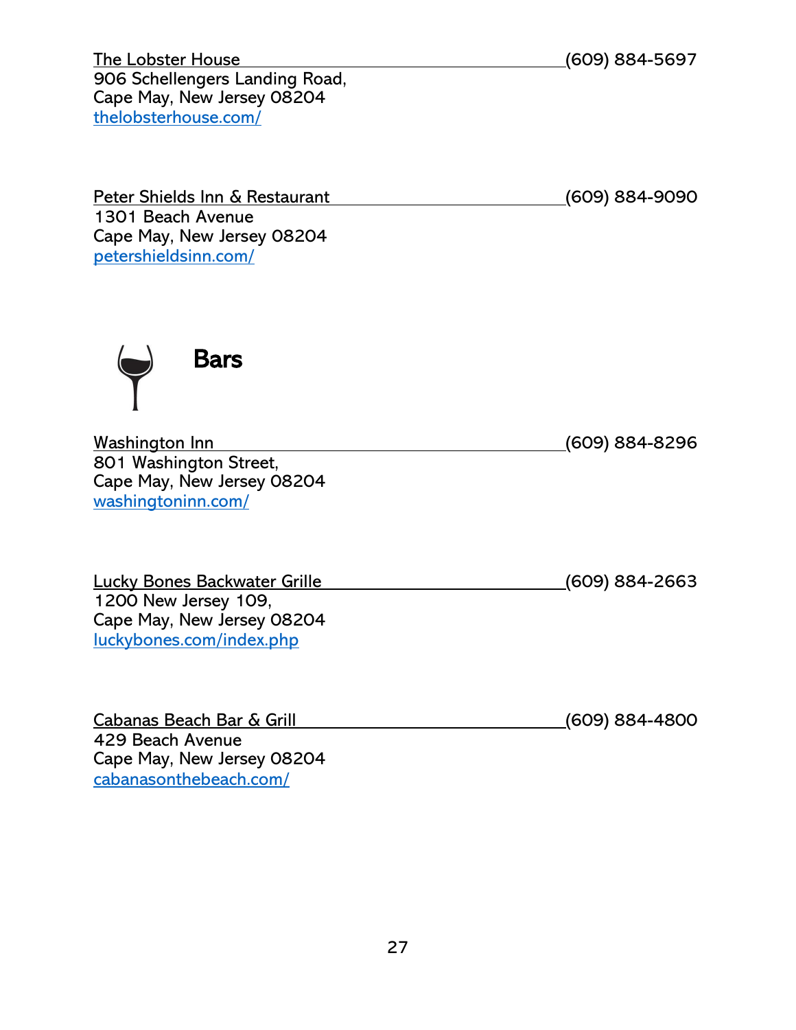The Lobster House (609) 884-5697
906 Schellengers Landing Road,
Cape May, New Jersey 08204
thelobsterhouse.com/

Peter Shields Inn & Restaurant (609) 884-9090
1301 Beach Avenue
Cape May, New Jersey 08204
petershieldsinn.com/

## Bars

Washington Inn (609) 884-8296
801 Washington Street,
Cape May, New Jersey 08204
washingtoninn.com/

Lucky Bones Backwater Grille (609) 884-2663
1200 New Jersey 109,
Cape May, New Jersey 08204
luckybones.com/index.php

Cabanas Beach Bar & Grill (609) 884-4800
429 Beach Avenue
Cape May, New Jersey 08204
cabanasonthebeach.com/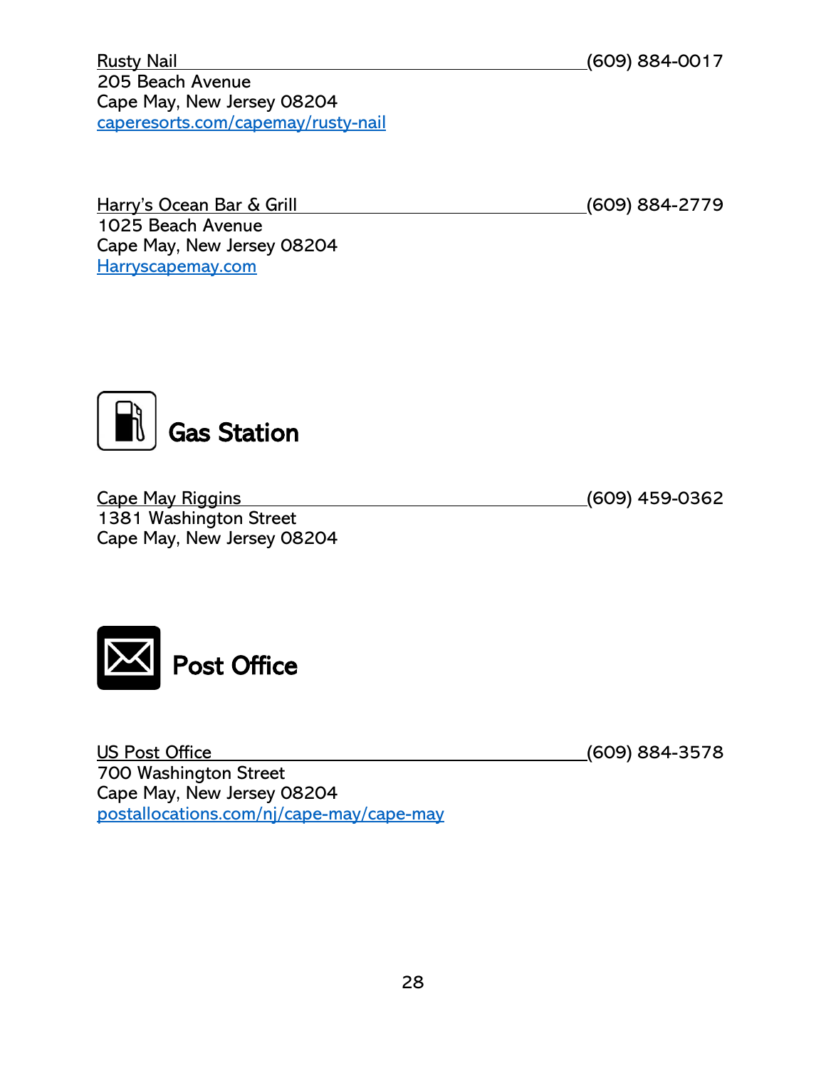Rusty Nail (609) 884-0017
205 Beach Avenue
Cape May, New Jersey 08204
caperesorts.com/capemay/rusty-nail

Harry's Ocean Bar & Grill (609) 884-2779
1025 Beach Avenue
Cape May, New Jersey 08204
Harryscapemay.com

## Gas Station

Cape May Riggins (609) 459-0362
1381 Washington Street
Cape May, New Jersey 08204

## Post Office

US Post Office (609) 884-3578
700 Washington Street
Cape May, New Jersey 08204
postallocations.com/nj/cape-may/cape-may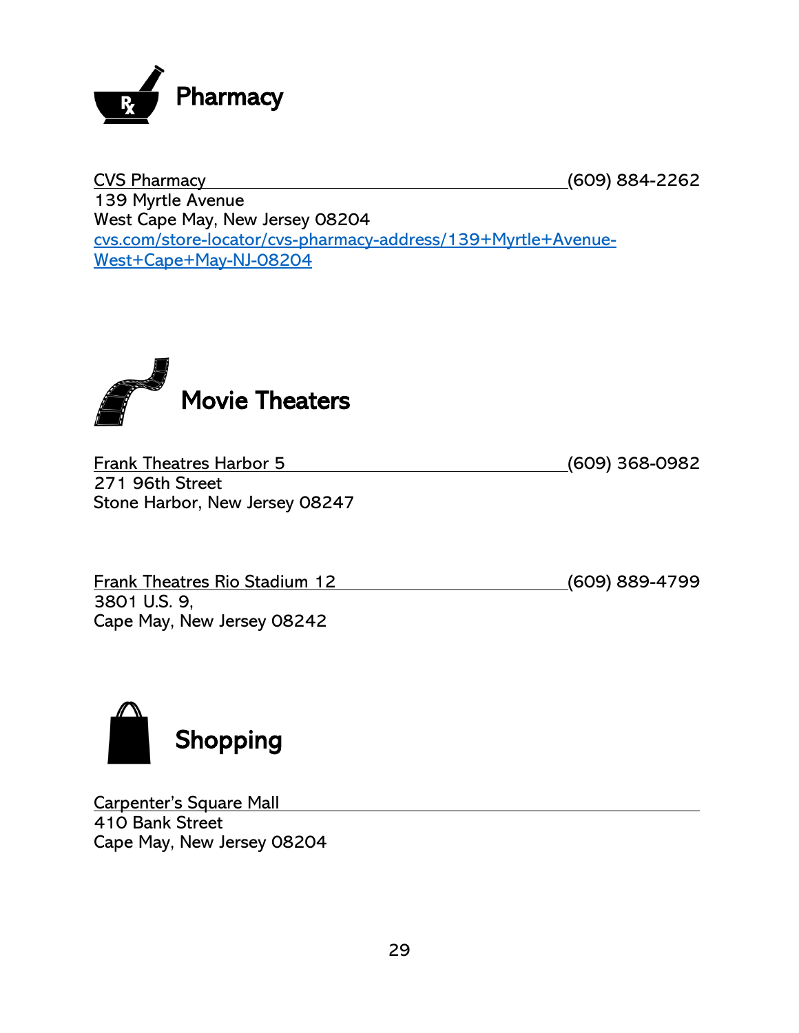# Pharmacy

CVS Pharmacy (609) 884-2262
139 Myrtle Avenue
West Cape May, New Jersey 08204
[cvs.com/store-locator/cvs-pharmacy-address/139+Myrtle+Avenue-West+Cape+May-NJ-08204](cvs.com/store-locator/cvs-pharmacy-address/139+Myrtle+Avenue-West+Cape+May-NJ-08204)

# Movie Theaters

Frank Theatres Harbor 5 (609) 368-0982
271 96th Street
Stone Harbor, New Jersey 08247

Frank Theatres Rio Stadium 12 (609) 889-4799
3801 U.S. 9,
Cape May, New Jersey 08242

# Shopping

Carpenter's Square Mall
410 Bank Street
Cape May, New Jersey 08204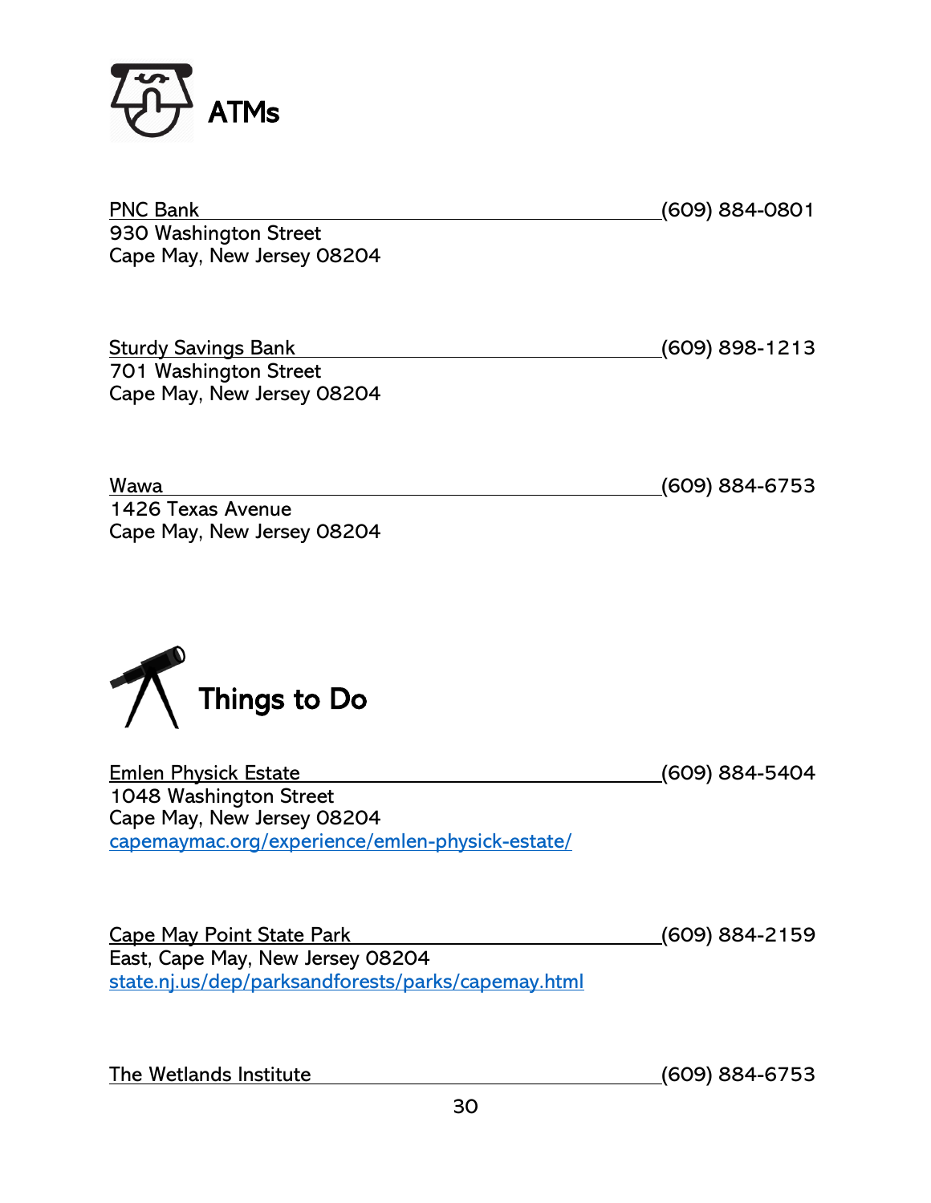# ATMs

PNC Bank (609) 884-0801
930 Washington Street
Cape May, New Jersey 08204

Sturdy Savings Bank (609) 898-1213
701 Washington Street
Cape May, New Jersey 08204

Wawa (609) 884-6753
1426 Texas Avenue
Cape May, New Jersey 08204

# Things to Do

Emlen Physick Estate (609) 884-5404
1048 Washington Street
Cape May, New Jersey 08204
capemaymac.org/experience/emlen-physick-estate/

Cape May Point State Park (609) 884-2159
East, Cape May, New Jersey 08204
state.nj.us/dep/parksandforests/parks/capemay.html

The Wetlands Institute (609) 884-6753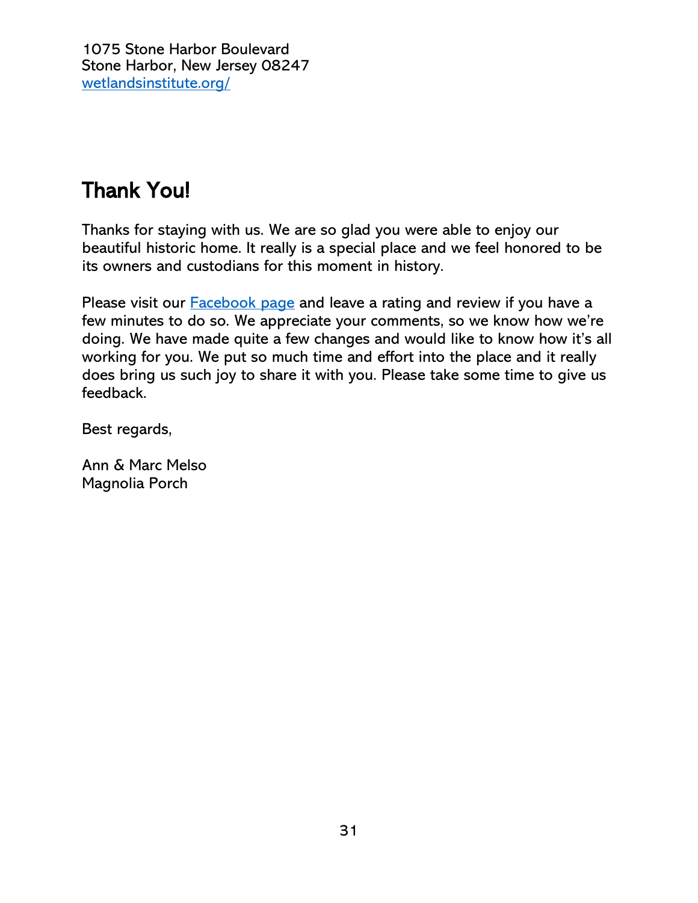1075 Stone Harbor Boulevard
Stone Harbor, New Jersey 08247
wetlandsinstitute.org/

# Thank You!

Thanks for staying with us. We are so glad you were able to enjoy our beautiful historic home. It really is a special place and we feel honored to be its owners and custodians for this moment in history.

Please visit our Facebook page and leave a rating and review if you have a few minutes to do so. We appreciate your comments, so we know how we're doing. We have made quite a few changes and would like to know how it's all working for you. We put so much time and effort into the place and it really does bring us such joy to share it with you. Please take some time to give us feedback.

Best regards,

Ann & Marc Melso
Magnolia Porch